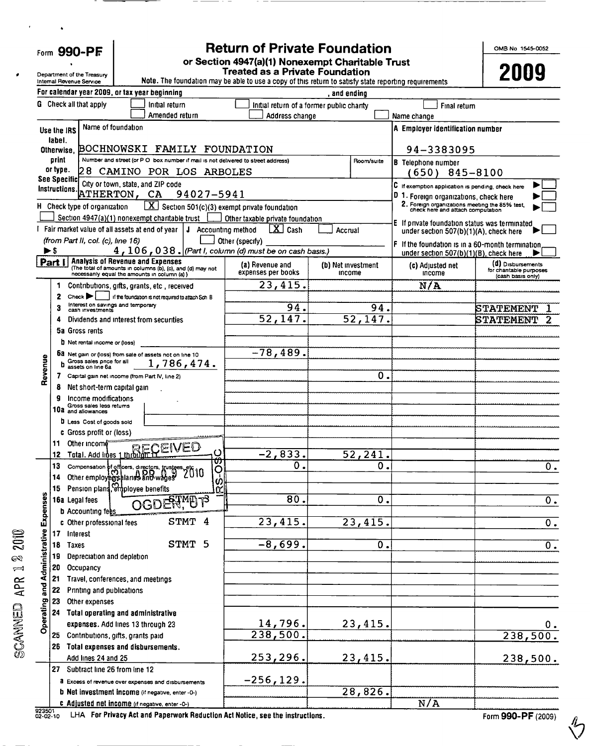Form **990-PF**

Department of the Treasury
Internal Revenue Service

# Return of Private Foundation

## or Section 4947(a)(1) Nonexempt Charitable Trust Treated as a Private Foundation

Note. The foundation may be able to use a copy of this return to satisfy state reporting requirements

OMB No 1545-0052

**2009**

For calendar year 2009, or tax year beginning , and ending

G Check all that apply: ☐ Initial return ☐ Initial return of a former public charity ☐ Final return ☐ Amended return ☐ Address change ☐ Name change

| Use the IRS label. Otherwise, print or type. See Specific Instructions. | |
|---|---|
| Name of foundation | A Employer identification number |
| BOCHNOWSKI FAMILY FOUNDATION | 94-3383095 |
| Number and street (or P O box number if mail is not delivered to street address) / Room/suite | B Telephone number |
| 28 CAMINO POR LOS ARBOLES | (650) 845-8100 |
| City or town, state, and ZIP code | C If exemption application is pending, check here ☐ |
| ATHERTON, CA 94027-5941 | D 1. Foreign organizations, check here ☐ |
| | 2. Foreign organizations meeting the 85% test, check here and attach computation ☐ |

H Check type of organization: ☒ Section 501(c)(3) exempt private foundation ☐ Section 4947(a)(1) nonexempt charitable trust ☐ Other taxable private foundation

E If private foundation status was terminated under section 507(b)(1)(A), check here ☐

I Fair market value of all assets at end of year (from Part II, col. (c), line 16) ▶$ 4,106,038.

J Accounting method: ☒ Cash ☐ Accrual ☐ Other (specify) (Part I, column (d) must be on cash basis.)

F If the foundation is in a 60-month termination under section 507(b)(1)(B), check here ☐

**Part I** Analysis of Revenue and Expenses (The total of amounts in columns (b), (c), and (d) may not necessarily equal the amounts in column (a))

| | Line | Description | (a) Revenue and expenses per books | (b) Net investment income | (c) Adjusted net income | (d) Disbursements for charitable purposes (cash basis only) |
|---|---|---|---|---|---|---|
| Revenue | 1 | Contributions, gifts, grants, etc., received | 23,415. | | N/A | |
| | 2 | Check ▶ ☐ if the foundation is not required to attach Sch B | | | | |
| | 3 | Interest on savings and temporary cash investments | 94. | 94. | | STATEMENT 1 |
| | 4 | Dividends and interest from securities | 52,147. | 52,147. | | STATEMENT 2 |
| | 5a | Gross rents | | | | |
| | b | Net rental income or (loss) | | | | |
| | 6a | Net gain or (loss) from sale of assets not on line 10 | -78,489. | | | |
| | b | Gross sales price for all assets on line 6a 1,786,474. | | | | |
| | 7 | Capital gain net income (from Part IV, line 2) | | 0. | | |
| | 8 | Net short-term capital gain | | | | |
| | 9 | Income modifications | | | | |
| | 10a | Gross sales less returns and allowances | | | | |
| | b | Less Cost of goods sold | | | | |
| | c | Gross profit or (loss) | | | | |
| | 11 | Other income | | | | |
| | 12 | Total. Add lines 1 through 11 | -2,833. | 52,241. | | |
| Operating and Administrative Expenses | 13 | Compensation of officers, directors, trustees, etc | 0. | 0. | | 0. |
| | 14 | Other employee salaries and wages | | | | |
| | 15 | Pension plans, employee benefits | | | | |
| | 16a | Legal fees STMT 3 | 80. | 0. | | 0. |
| | b | Accounting fees | | | | |
| | c | Other professional fees STMT 4 | 23,415. | 23,415. | | 0. |
| | 17 | Interest | | | | |
| | 18 | Taxes STMT 5 | -8,699. | 0. | | 0. |
| | 19 | Depreciation and depletion | | | | |
| | 20 | Occupancy | | | | |
| | 21 | Travel, conferences, and meetings | | | | |
| | 22 | Printing and publications | | | | |
| | 23 | Other expenses | | | | |
| | 24 | Total operating and administrative expenses. Add lines 13 through 23 | 14,796. | 23,415. | | 0. |
| | 25 | Contributions, gifts, grants paid | 238,500. | | | 238,500. |
| | 26 | Total expenses and disbursements. Add lines 24 and 25 | 253,296. | 23,415. | | 238,500. |
| | 27 | Subtract line 26 from line 12 | | | | |
| | a | Excess of revenue over expenses and disbursements | -256,129. | | | |
| | b | Net investment income (if negative, enter -0-) | | 28,826. | | |
| | c | Adjusted net income (if negative, enter -0-) | | | N/A | |

RECEIVED APR 09 2010 OGDEN, UT IRS-OSC

SCANNED APR 12 2010

923501 02-02-10 LHA For Privacy Act and Paperwork Reduction Act Notice, see the instructions. Form 990-PF (2009)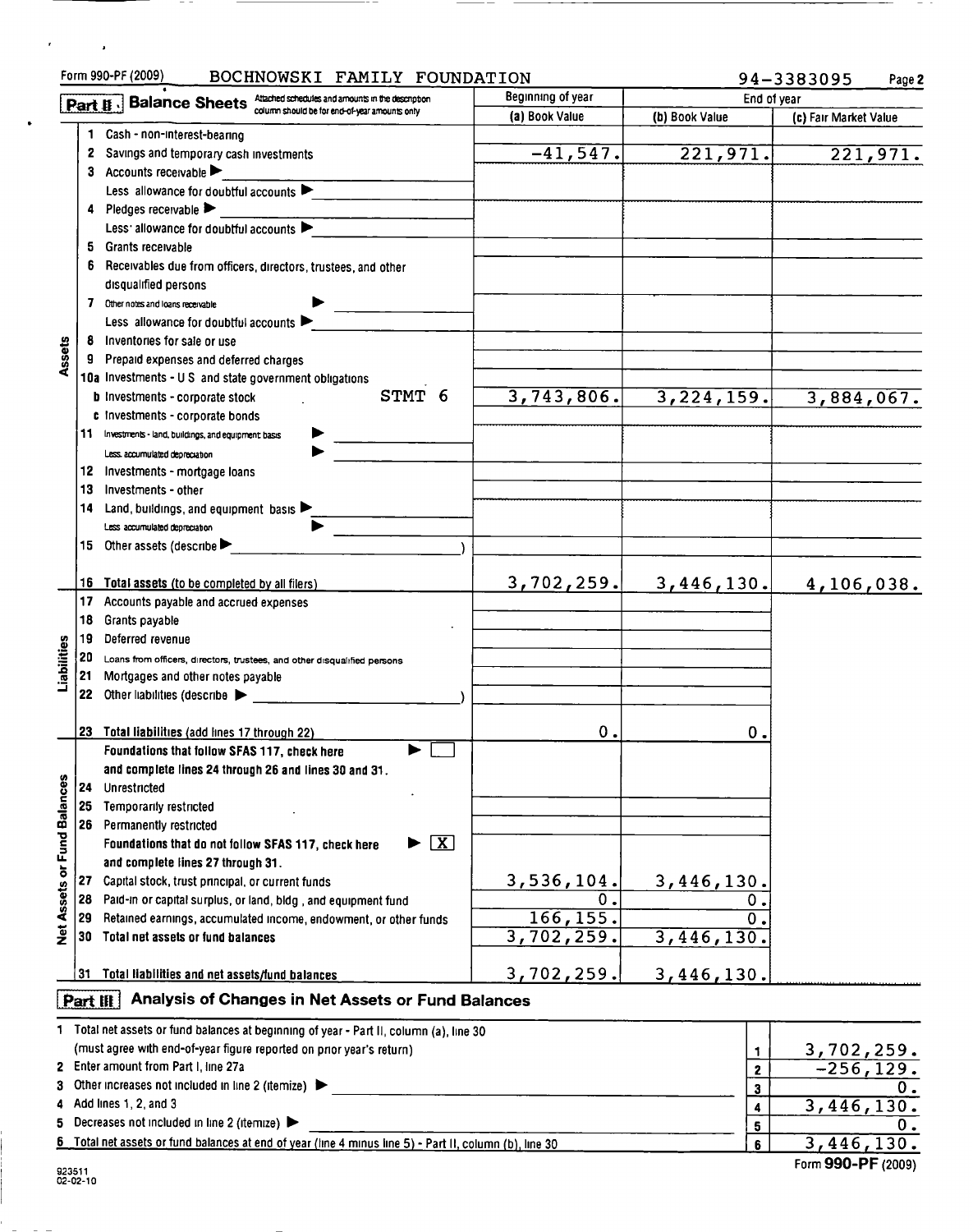Form 990-PF (2009) BOCHNOWSKI FAMILY FOUNDATION 94-3383095 Page 2

## Part II Balance Sheets

Attached schedules and amounts in the description column should be for end-of-year amounts only

| | | Beginning of year | End of year | |
|---|---|---|---|---|
| | | (a) Book Value | (b) Book Value | (c) Fair Market Value |
| **Assets** | 1 Cash - non-interest-bearing | | | |
| | 2 Savings and temporary cash investments | -41,547. | 221,971. | 221,971. |
| | 3 Accounts receivable ▶ | | | |
| | Less allowance for doubtful accounts ▶ | | | |
| | 4 Pledges receivable ▶ | | | |
| | Less: allowance for doubtful accounts ▶ | | | |
| | 5 Grants receivable | | | |
| | 6 Receivables due from officers, directors, trustees, and other disqualified persons | | | |
| | 7 Other notes and loans receivable ▶ | | | |
| | Less allowance for doubtful accounts ▶ | | | |
| | 8 Inventories for sale or use | | | |
| | 9 Prepaid expenses and deferred charges | | | |
| | 10a Investments - U S and state government obligations | | | |
| | b Investments - corporate stock STMT 6 | 3,743,806. | 3,224,159. | 3,884,067. |
| | c Investments - corporate bonds | | | |
| | 11 Investments - land, buildings, and equipment basis ▶ | | | |
| | Less accumulated depreciation ▶ | | | |
| | 12 Investments - mortgage loans | | | |
| | 13 Investments - other | | | |
| | 14 Land, buildings, and equipment basis ▶ | | | |
| | Less accumulated depreciation ▶ | | | |
| | 15 Other assets (describe ▶ ) | | | |
| | 16 **Total assets** (to be completed by all filers) | 3,702,259. | 3,446,130. | 4,106,038. |
| **Liabilities** | 17 Accounts payable and accrued expenses | | | |
| | 18 Grants payable | | | |
| | 19 Deferred revenue | | | |
| | 20 Loans from officers, directors, trustees, and other disqualified persons | | | |
| | 21 Mortgages and other notes payable | | | |
| | 22 Other liabilities (describe ▶ ) | | | |
| | 23 **Total liabilities** (add lines 17 through 22) | 0. | 0. | |
| **Net Assets or Fund Balances** | **Foundations that follow SFAS 117, check here** ▶ [ ] **and complete lines 24 through 26 and lines 30 and 31.** | | | |
| | 24 Unrestricted | | | |
| | 25 Temporarily restricted | | | |
| | 26 Permanently restricted | | | |
| | **Foundations that do not follow SFAS 117, check here** ▶ [X] **and complete lines 27 through 31.** | | | |
| | 27 Capital stock, trust principal, or current funds | 3,536,104. | 3,446,130. | |
| | 28 Paid-in or capital surplus, or land, bldg , and equipment fund | 0. | 0. | |
| | 29 Retained earnings, accumulated income, endowment, or other funds | 166,155. | 0. | |
| | 30 **Total net assets or fund balances** | 3,702,259. | 3,446,130. | |
| | 31 **Total liabilities and net assets/fund balances** | 3,702,259. | 3,446,130. | |

## Part III Analysis of Changes in Net Assets or Fund Balances

| | | | |
|---|---|---|---|
| 1 | Total net assets or fund balances at beginning of year - Part II, column (a), line 30 (must agree with end-of-year figure reported on prior year's return) | 1 | 3,702,259. |
| 2 | Enter amount from Part I, line 27a | 2 | -256,129. |
| 3 | Other increases not included in line 2 (itemize) ▶ | 3 | 0. |
| 4 | Add lines 1, 2, and 3 | 4 | 3,446,130. |
| 5 | Decreases not included in line 2 (itemize) ▶ | 5 | 0. |
| 6 | Total net assets or fund balances at end of year (line 4 minus line 5) - Part II, column (b), line 30 | 6 | 3,446,130. |

923511 02-02-10

Form **990-PF** (2009)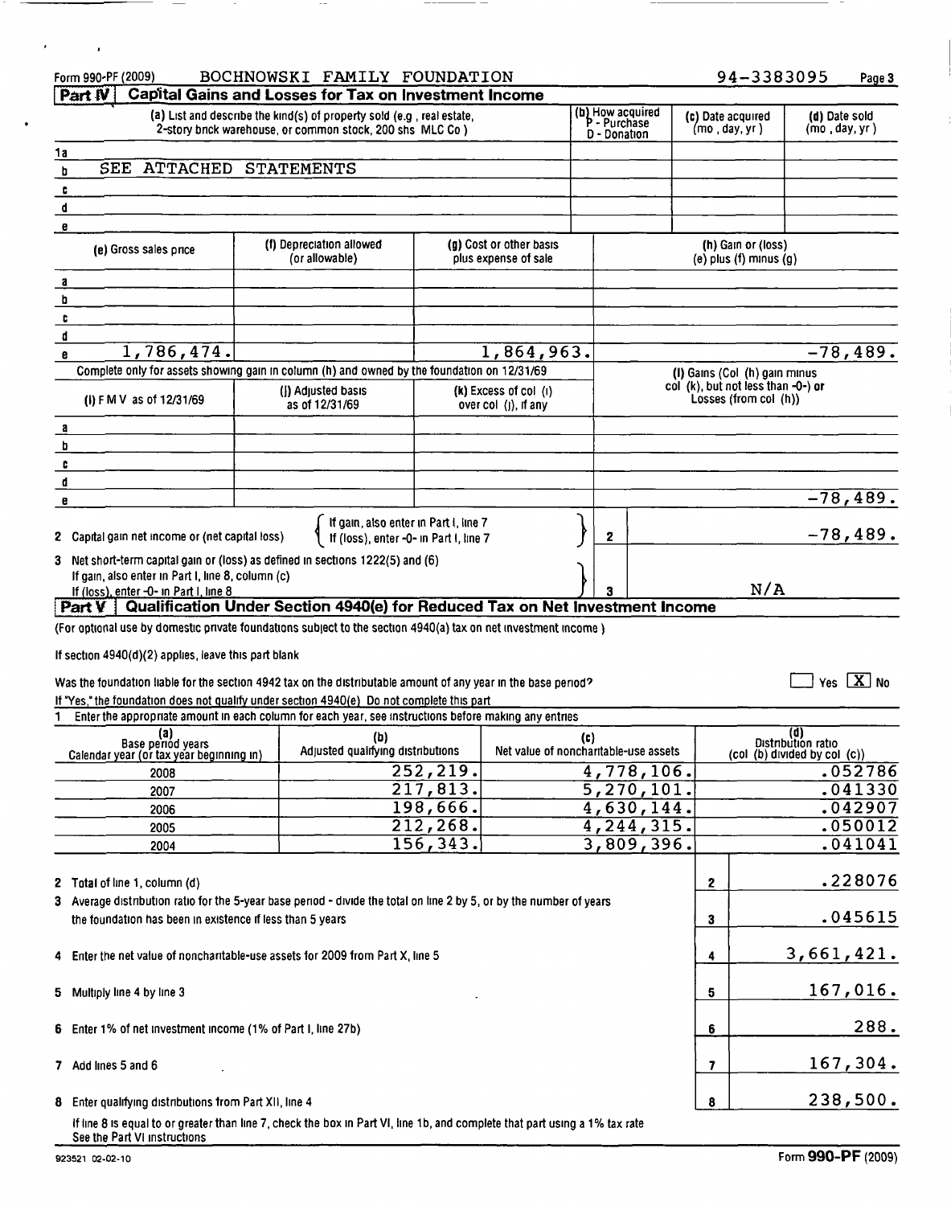Form 990-PF (2009) BOCHNOWSKI FAMILY FOUNDATION 94-3383095 Page 3

**Part IV Capital Gains and Losses for Tax on Investment Income**

| | (a) List and describe the kind(s) of property sold (e.g., real estate, 2-story brick warehouse, or common stock, 200 shs MLC Co.) | (b) How acquired P - Purchase D - Donation | (c) Date acquired (mo., day, yr.) | (d) Date sold (mo., day, yr.) |
|---|---|---|---|---|
| 1a | | | | |
| b | SEE ATTACHED STATEMENTS | | | |
| c | | | | |
| d | | | | |
| e | | | | |

| | (e) Gross sales price | (f) Depreciation allowed (or allowable) | (g) Cost or other basis plus expense of sale | (h) Gain or (loss) (e) plus (f) minus (g) |
|---|---|---|---|---|
| a | | | | |
| b | | | | |
| c | | | | |
| d | | | | |
| e | 1,786,474. | | 1,864,963. | -78,489. |

Complete only for assets showing gain in column (h) and owned by the foundation on 12/31/69

| | (i) F.M.V. as of 12/31/69 | (j) Adjusted basis as of 12/31/69 | (k) Excess of col. (i) over col. (j), if any | (l) Gains (Col. (h) gain minus col. (k), but not less than -0-) or Losses (from col. (h)) |
|---|---|---|---|---|
| a | | | | |
| b | | | | |
| c | | | | |
| d | | | | |
| e | | | | -78,489. |

2 Capital gain net income or (net capital loss) — If gain, also enter in Part I, line 7; If (loss), enter -0- in Part I, line 7 ... **2** -78,489.

3 Net short-term capital gain or (loss) as defined in sections 1222(5) and (6)
If gain, also enter in Part I, line 8, column (c)
If (loss), enter -0- in Part I, line 8 ... **3** N/A

**Part V Qualification Under Section 4940(e) for Reduced Tax on Net Investment Income**

(For optional use by domestic private foundations subject to the section 4940(a) tax on net investment income.)

If section 4940(d)(2) applies, leave this part blank.

Was the foundation liable for the section 4942 tax on the distributable amount of any year in the base period? ☐ Yes ☒ No

If "Yes," the foundation does not qualify under section 4940(e). Do not complete this part.

1 Enter the appropriate amount in each column for each year; see instructions before making any entries.

| (a) Base period years Calendar year (or tax year beginning in) | (b) Adjusted qualifying distributions | (c) Net value of noncharitable-use assets | (d) Distribution ratio (col. (b) divided by col. (c)) |
|---|---|---|---|
| 2008 | 252,219. | 4,778,106. | .052786 |
| 2007 | 217,813. | 5,270,101. | .041330 |
| 2006 | 198,666. | 4,630,144. | .042907 |
| 2005 | 212,268. | 4,244,315. | .050012 |
| 2004 | 156,343. | 3,809,396. | .041041 |

| | | | |
|---|---|---|---|
| 2 | Total of line 1, column (d) | 2 | .228076 |
| 3 | Average distribution ratio for the 5-year base period - divide the total on line 2 by 5, or by the number of years the foundation has been in existence if less than 5 years | 3 | .045615 |
| 4 | Enter the net value of noncharitable-use assets for 2009 from Part X, line 5 | 4 | 3,661,421. |
| 5 | Multiply line 4 by line 3 | 5 | 167,016. |
| 6 | Enter 1% of net investment income (1% of Part I, line 27b) | 6 | 288. |
| 7 | Add lines 5 and 6 | 7 | 167,304. |
| 8 | Enter qualifying distributions from Part XII, line 4 | 8 | 238,500. |

If line 8 is equal to or greater than line 7, check the box in Part VI, line 1b, and complete that part using a 1% tax rate. See the Part VI instructions.

923521 02-02-10 Form **990-PF** (2009)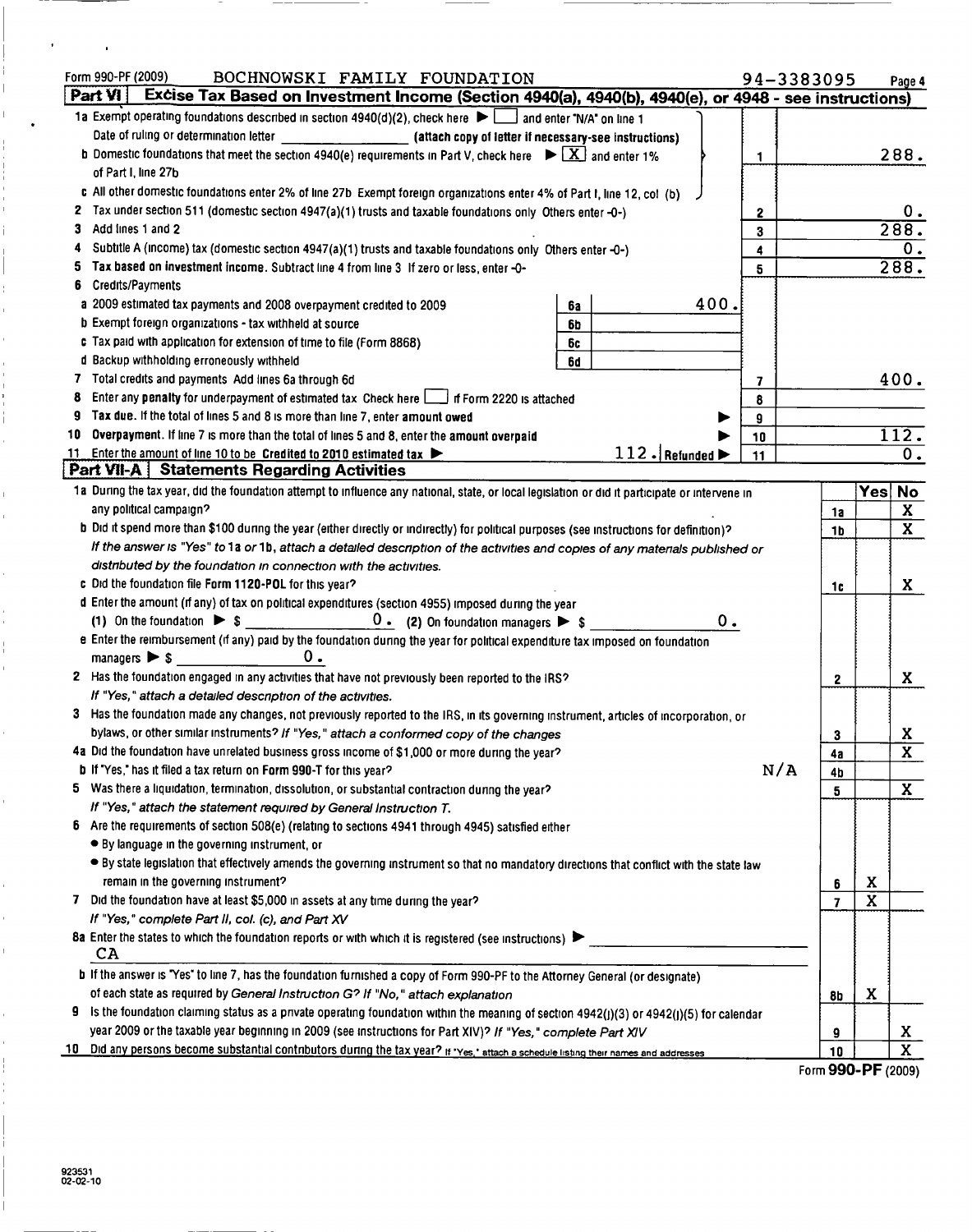Form 990-PF (2009) BOCHNOWSKI FAMILY FOUNDATION 94-3383095 Page 4

## Part VI Excise Tax Based on Investment Income (Section 4940(a), 4940(b), 4940(e), or 4948 - see instructions)

| | | | |
|---|---|---|---|
| 1a Exempt operating foundations described in section 4940(d)(2), check here ▶ ☐ and enter "N/A" on line 1 | | | |
| Date of ruling or determination letter ______ (attach copy of letter if necessary-see instructions) | | | |
| b Domestic foundations that meet the section 4940(e) requirements in Part V, check here ▶ ☒ and enter 1% of Part I, line 27b | | 1 | 288. |
| c All other domestic foundations enter 2% of line 27b Exempt foreign organizations enter 4% of Part I, line 12, col (b) | | | |
| 2 Tax under section 511 (domestic section 4947(a)(1) trusts and taxable foundations only Others enter -0-) | | 2 | 0. |
| 3 Add lines 1 and 2 | | 3 | 288. |
| 4 Subtitle A (income) tax (domestic section 4947(a)(1) trusts and taxable foundations only Others enter -0-) | | 4 | 0. |
| 5 **Tax based on investment income.** Subtract line 4 from line 3 If zero or less, enter -0- | | 5 | 288. |
| 6 Credits/Payments | | | |
| a 2009 estimated tax payments and 2008 overpayment credited to 2009 | 6a 400. | | |
| b Exempt foreign organizations - tax withheld at source | 6b | | |
| c Tax paid with application for extension of time to file (Form 8868) | 6c | | |
| d Backup withholding erroneously withheld | 6d | | |
| 7 Total credits and payments Add lines 6a through 6d | | 7 | 400. |
| 8 Enter any **penalty** for underpayment of estimated tax Check here ☐ if Form 2220 is attached | | 8 | |
| 9 **Tax due.** If the total of lines 5 and 8 is more than line 7, enter **amount owed** ▶ | | 9 | |
| 10 **Overpayment.** If line 7 is more than the total of lines 5 and 8, enter the **amount overpaid** ▶ | | 10 | 112. |
| 11 Enter the amount of line 10 to be **Credited to 2010 estimated tax** ▶ | 112. Refunded ▶ | 11 | 0. |

## Part VII-A Statements Regarding Activities

| | | Yes | No |
|---|---|---|---|
| 1a During the tax year, did the foundation attempt to influence any national, state, or local legislation or did it participate or intervene in any political campaign? | 1a | | X |
| b Did it spend more than $100 during the year (either directly or indirectly) for political purposes (see instructions for definition)? | 1b | | X |
| *If the answer is "Yes" to 1a or 1b, attach a detailed description of the activities and copies of any materials published or distributed by the foundation in connection with the activities.* | | | |
| c Did the foundation file **Form 1120-POL** for this year? | 1c | | X |
| d Enter the amount (if any) of tax on political expenditures (section 4955) imposed during the year (1) On the foundation ▶ $ 0. (2) On foundation managers ▶ $ 0. | | | |
| e Enter the reimbursement (if any) paid by the foundation during the year for political expenditure tax imposed on foundation managers ▶ $ 0. | | | |
| 2 Has the foundation engaged in any activities that have not previously been reported to the IRS? *If "Yes," attach a detailed description of the activities.* | 2 | | X |
| 3 Has the foundation made any changes, not previously reported to the IRS, in its governing instrument, articles of incorporation, or bylaws, or other similar instruments? *If "Yes," attach a conformed copy of the changes* | 3 | | X |
| 4a Did the foundation have unrelated business gross income of $1,000 or more during the year? | 4a | | X |
| b If "Yes," has it filed a tax return on **Form 990-T** for this year? N/A | 4b | | |
| 5 Was there a liquidation, termination, dissolution, or substantial contraction during the year? *If "Yes," attach the statement required by General Instruction T.* | 5 | | X |
| 6 Are the requirements of section 508(e) (relating to sections 4941 through 4945) satisfied either<br>• By language in the governing instrument, or<br>• By state legislation that effectively amends the governing instrument so that no mandatory directions that conflict with the state law remain in the governing instrument? | 6 | X | |
| 7 Did the foundation have at least $5,000 in assets at any time during the year? *If "Yes," complete Part II, col. (c), and Part XV* | 7 | X | |
| 8a Enter the states to which the foundation reports or with which it is registered (see instructions) ▶ CA | | | |
| b If the answer is "Yes" to line 7, has the foundation furnished a copy of Form 990-PF to the Attorney General (or designate) of each state as required by *General Instruction G? If "No," attach explanation* | 8b | X | |
| 9 Is the foundation claiming status as a private operating foundation within the meaning of section 4942(j)(3) or 4942(j)(5) for calendar year 2009 or the taxable year beginning in 2009 (see instructions for Part XIV)? *If "Yes," complete Part XIV* | 9 | | X |
| 10 Did any persons become substantial contributors during the tax year? If "Yes," attach a schedule listing their names and addresses | 10 | | X |

Form **990-PF** (2009)

923531
02-02-10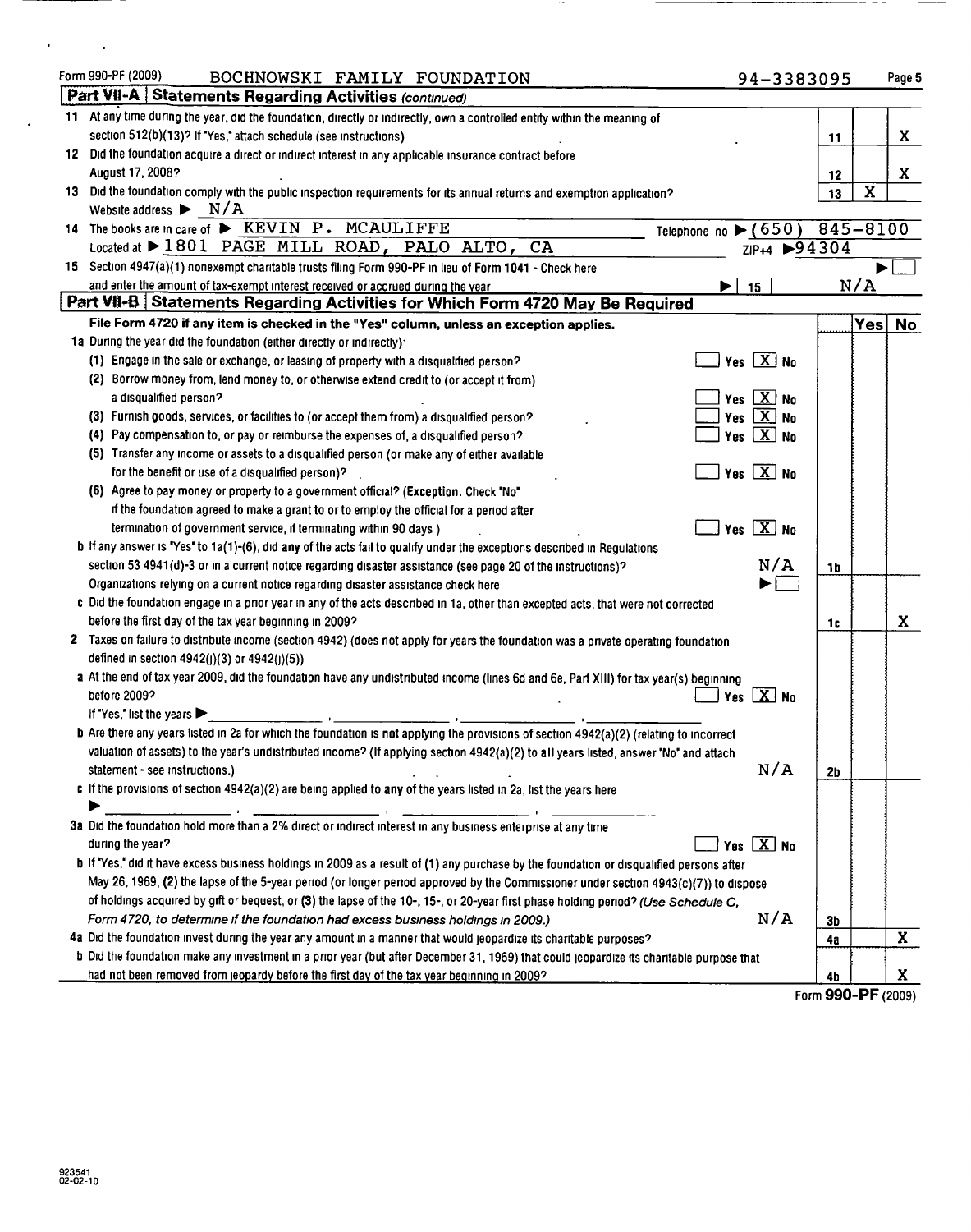Form 990-PF (2009) BOCHNOWSKI FAMILY FOUNDATION 94-3383095 Page 5

## Part VII-A Statements Regarding Activities *(continued)*

| | | | Yes | No |
|---|---|---|---|---|
| 11 | At any time during the year, did the foundation, directly or indirectly, own a controlled entity within the meaning of section 512(b)(13)? If "Yes," attach schedule (see instructions) | 11 | | X |
| 12 | Did the foundation acquire a direct or indirect interest in any applicable insurance contract before August 17, 2008? | 12 | | X |
| 13 | Did the foundation comply with the public inspection requirements for its annual returns and exemption application? | 13 | X | |

Website address ▶ N/A

14 The books are in care of ▶ KEVIN P. MCAULIFFE Telephone no ▶ (650) 845-8100
Located at ▶ 1801 PAGE MILL ROAD, PALO ALTO, CA ZIP+4 ▶ 94304

15 Section 4947(a)(1) nonexempt charitable trusts filing Form 990-PF in lieu of Form 1041 - Check here ▶ ☐
and enter the amount of tax-exempt interest received or accrued during the year ▶ | 15 | N/A

## Part VII-B Statements Regarding Activities for Which Form 4720 May Be Required

**File Form 4720 if any item is checked in the "Yes" column, unless an exception applies.**

| | | | | Yes | No |
|---|---|---|---|---|---|
| 1a | During the year did the foundation (either directly or indirectly): | | | | |
| | (1) Engage in the sale or exchange, or leasing of property with a disqualified person? | ☐ Yes ☒ No | | | |
| | (2) Borrow money from, lend money to, or otherwise extend credit to (or accept it from) a disqualified person? | ☐ Yes ☒ No | | | |
| | (3) Furnish goods, services, or facilities to (or accept them from) a disqualified person? | ☐ Yes ☒ No | | | |
| | (4) Pay compensation to, or pay or reimburse the expenses of, a disqualified person? | ☐ Yes ☒ No | | | |
| | (5) Transfer any income or assets to a disqualified person (or make any of either available for the benefit or use of a disqualified person)? | ☐ Yes ☒ No | | | |
| | (6) Agree to pay money or property to a government official? (**Exception.** Check "No" if the foundation agreed to make a grant to or to employ the official for a period after termination of government service, if terminating within 90 days.) | ☐ Yes ☒ No | | | |
| b | If any answer is "Yes" to 1a(1)-(6), did **any** of the acts fail to qualify under the exceptions described in Regulations section 53.4941(d)-3 or in a current notice regarding disaster assistance (see page 20 of the instructions)? | N/A | 1b | | |
| | Organizations relying on a current notice regarding disaster assistance check here | ▶ ☐ | | | |
| c | Did the foundation engage in a prior year in any of the acts described in 1a, other than excepted acts, that were not corrected before the first day of the tax year beginning in 2009? | | 1c | | X |
| 2 | Taxes on failure to distribute income (section 4942) (does not apply for years the foundation was a private operating foundation defined in section 4942(j)(3) or 4942(j)(5)) | | | | |
| a | At the end of tax year 2009, did the foundation have any undistributed income (lines 6d and 6e, Part XIII) for tax year(s) beginning before 2009? | ☐ Yes ☒ No | | | |
| | If "Yes," list the years ▶ ______, ______, ______, ______ | | | | |
| b | Are there any years listed in 2a for which the foundation is **not** applying the provisions of section 4942(a)(2) (relating to incorrect valuation of assets) to the year's undistributed income? (If applying section 4942(a)(2) to **all** years listed, answer "No" and attach statement - see instructions.) | N/A | 2b | | |
| c | If the provisions of section 4942(a)(2) are being applied to **any** of the years listed in 2a, list the years here ▶ ______, ______, ______, ______ | | | | |
| 3a | Did the foundation hold more than a 2% direct or indirect interest in any business enterprise at any time during the year? | ☐ Yes ☒ No | | | |
| b | If "Yes," did it have excess business holdings in 2009 as a result of (1) any purchase by the foundation or disqualified persons after May 26, 1969, (2) the lapse of the 5-year period (or longer period approved by the Commissioner under section 4943(c)(7)) to dispose of holdings acquired by gift or bequest, or (3) the lapse of the 10-, 15-, or 20-year first phase holding period? (*Use Schedule C, Form 4720, to determine if the foundation had excess business holdings in 2009.*) | N/A | 3b | | |
| 4a | Did the foundation invest during the year any amount in a manner that would jeopardize its charitable purposes? | | 4a | | X |
| b | Did the foundation make any investment in a prior year (but after December 31, 1969) that could jeopardize its charitable purpose that had not been removed from jeopardy before the first day of the tax year beginning in 2009? | | 4b | | X |

Form **990-PF** (2009)

923541
02-02-10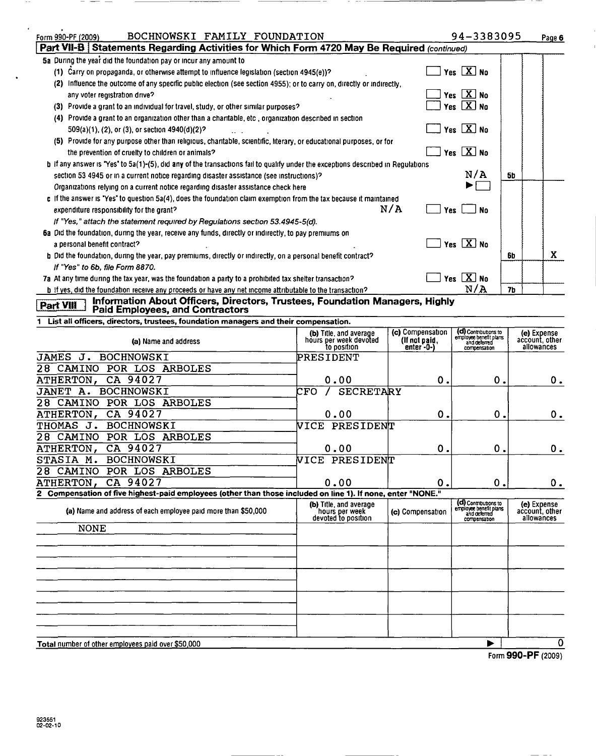Form 990-PF (2009) BOCHNOWSKI FAMILY FOUNDATION 94-3383095

**Part VII-B | Statements Regarding Activities for Which Form 4720 May Be Required** *(continued)*

5a During the year did the foundation pay or incur any amount to

(1) Carry on propaganda, or otherwise attempt to influence legislation (section 4945(e))? ☐ Yes ☒ No

(2) Influence the outcome of any specific public election (see section 4955); or to carry on, directly or indirectly, any voter registration drive? ☐ Yes ☒ No

(3) Provide a grant to an individual for travel, study, or other similar purposes? ☐ Yes ☒ No

(4) Provide a grant to an organization other than a charitable, etc , organization described in section 509(a)(1), (2), or (3), or section 4940(d)(2)? ☐ Yes ☒ No

(5) Provide for any purpose other than religious, charitable, scientific, literary, or educational purposes, or for the prevention of cruelty to children or animals? ☐ Yes ☒ No

b If any answer is "Yes" to 5a(1)-(5), did any of the transactions fail to qualify under the exceptions described in Regulations section 53 4945 or in a current notice regarding disaster assistance (see instructions)? N/A **5b**

Organizations relying on a current notice regarding disaster assistance check here ► ☐

c If the answer is "Yes" to question 5a(4), does the foundation claim exemption from the tax because it maintained expenditure responsibility for the grant? N/A ☐ Yes ☐ No

*If "Yes," attach the statement required by Regulations section 53.4945-5(d).*

6a Did the foundation, during the year, receive any funds, directly or indirectly, to pay premiums on a personal benefit contract? ☐ Yes ☒ No

b Did the foundation, during the year, pay premiums, directly or indirectly, on a personal benefit contract? **6b** No: X

*If "Yes" to 6b, file Form 8870.*

7a At any time during the tax year, was the foundation a party to a prohibited tax shelter transaction? ☐ Yes ☒ No

b If yes, did the foundation receive any proceeds or have any net income attributable to the transaction? N/A **7b**

**Part VIII | Information About Officers, Directors, Trustees, Foundation Managers, Highly Paid Employees, and Contractors**

1 List all officers, directors, trustees, foundation managers and their compensation.

| (a) Name and address | (b) Title, and average hours per week devoted to position | (c) Compensation (If not paid, enter -0-) | (d) Contributions to employee benefit plans and deferred compensation | (e) Expense account, other allowances |
|---|---|---|---|---|
| JAMES J. BOCHNOWSKI<br>28 CAMINO POR LOS ARBOLES<br>ATHERTON, CA 94027 | PRESIDENT<br>0.00 | 0. | 0. | 0. |
| JANET A. BOCHNOWSKI<br>28 CAMINO POR LOS ARBOLES<br>ATHERTON, CA 94027 | CFO / SECRETARY<br>0.00 | 0. | 0. | 0. |
| THOMAS J. BOCHNOWSKI<br>28 CAMINO POR LOS ARBOLES<br>ATHERTON, CA 94027 | VICE PRESIDENT<br>0.00 | 0. | 0. | 0. |
| STASIA M. BOCHNOWSKI<br>28 CAMINO POR LOS ARBOLES<br>ATHERTON, CA 94027 | VICE PRESIDENT<br>0.00 | 0. | 0. | 0. |

2 Compensation of five highest-paid employees (other than those included on line 1). If none, enter "NONE."

| (a) Name and address of each employee paid more than $50,000 | (b) Title, and average hours per week devoted to position | (c) Compensation | (d) Contributions to employee benefit plans and deferred compensation | (e) Expense account, other allowances |
|---|---|---|---|---|
| NONE | | | | |

Total number of other employees paid over $50,000 ► 0

Form **990-PF** (2009)

923551
02-02-10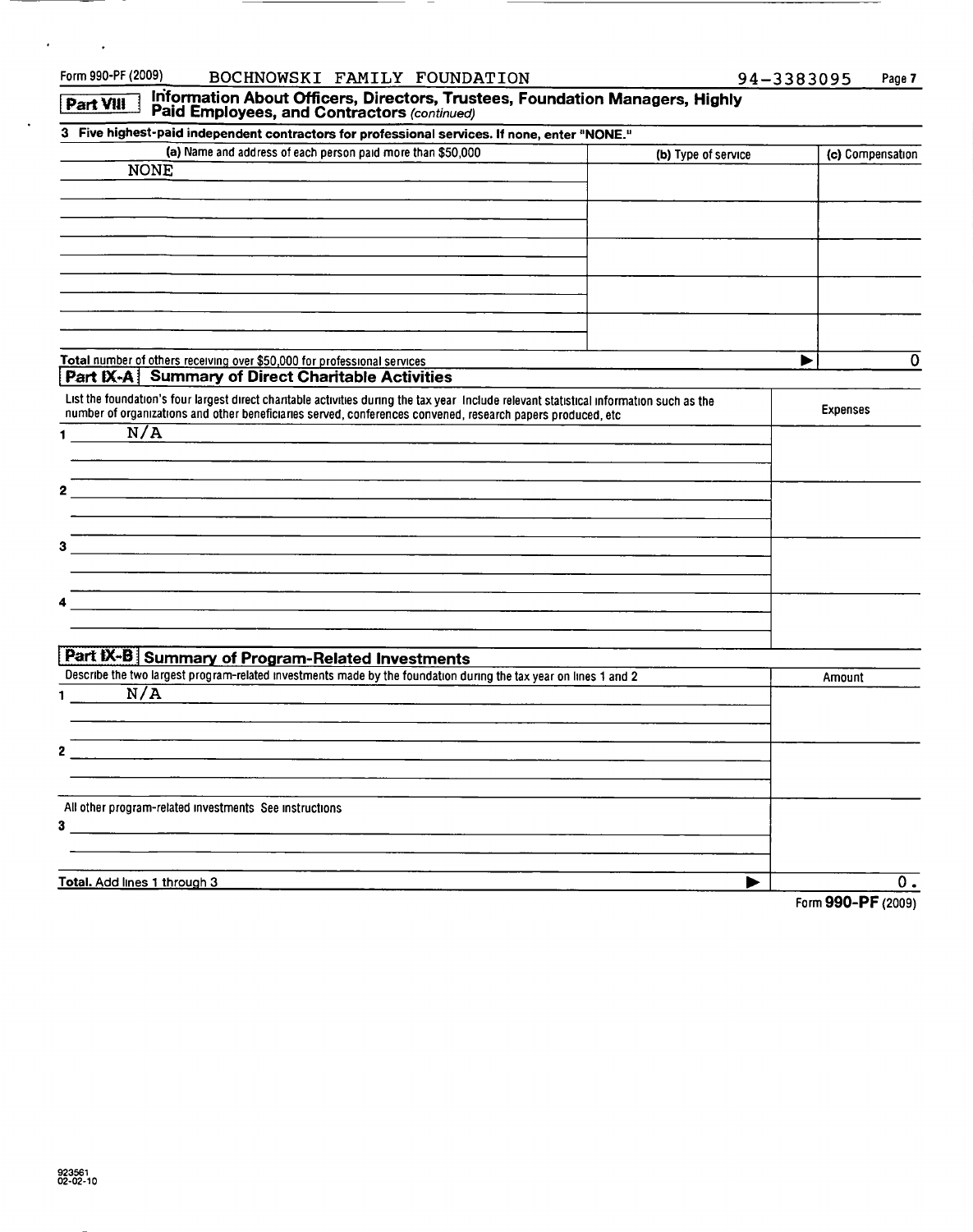Form 990-PF (2009) BOCHNOWSKI FAMILY FOUNDATION 94-3383095

## Part VIII Information About Officers, Directors, Trustees, Foundation Managers, Highly Paid Employees, and Contractors *(continued)*

**3 Five highest-paid independent contractors for professional services. If none, enter "NONE."**

| (a) Name and address of each person paid more than $50,000 | (b) Type of service | (c) Compensation |
|---|---|---|
| NONE | | |
| | | |
| | | |
| | | |
| | | |

Total number of others receiving over $50,000 for professional services ▶ 0

## Part IX-A Summary of Direct Charitable Activities

| List the foundation's four largest direct charitable activities during the tax year. Include relevant statistical information such as the number of organizations and other beneficiaries served, conferences convened, research papers produced, etc | Expenses |
|---|---|
| 1 N/A | |
| 2 | |
| 3 | |
| 4 | |

## Part IX-B Summary of Program-Related Investments

| Describe the two largest program-related investments made by the foundation during the tax year on lines 1 and 2 | Amount |
|---|---|
| 1 N/A | |
| 2 | |
| All other program-related investments. See instructions | |
| 3 | |
| **Total.** Add lines 1 through 3 ▶ | 0. |

Form **990-PF** (2009)

923561
02-02-10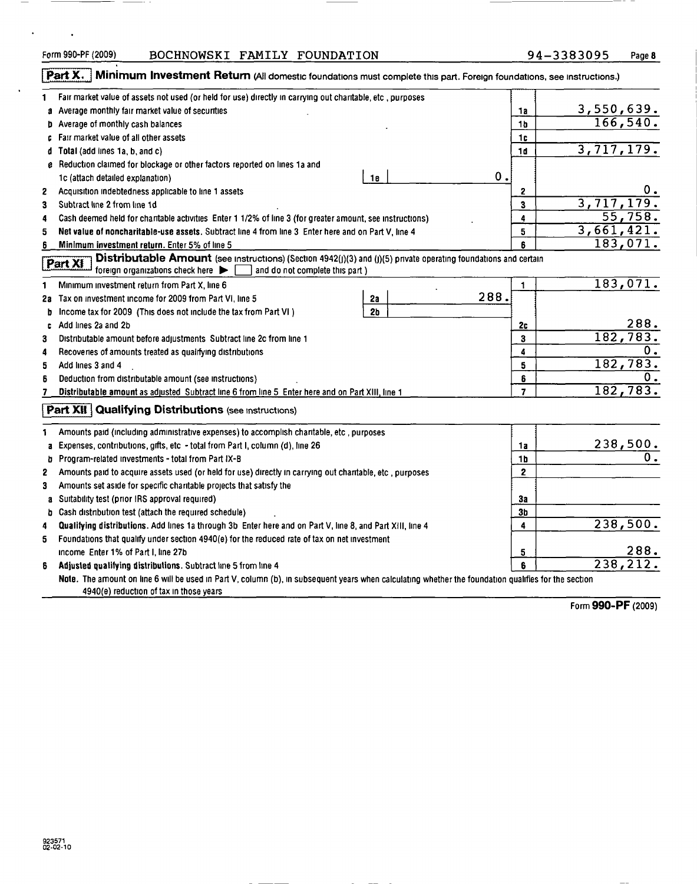Form 990-PF (2009) BOCHNOWSKI FAMILY FOUNDATION 94-3383095

## Part X. Minimum Investment Return (All domestic foundations must complete this part. Foreign foundations, see instructions.)

| | | | |
|---|---|---|---|
| 1 | Fair market value of assets not used (or held for use) directly in carrying out charitable, etc , purposes | | |
| a | Average monthly fair market value of securities | 1a | 3,550,639. |
| b | Average of monthly cash balances | 1b | 166,540. |
| c | Fair market value of all other assets | 1c | |
| d | Total (add lines 1a, b, and c) | 1d | 3,717,179. |
| e | Reduction claimed for blockage or other factors reported on lines 1a and 1c (attach detailed explanation) — 1e: 0. | | |
| 2 | Acquisition indebtedness applicable to line 1 assets | 2 | 0. |
| 3 | Subtract line 2 from line 1d | 3 | 3,717,179. |
| 4 | Cash deemed held for charitable activities Enter 1 1/2% of line 3 (for greater amount, see instructions) | 4 | 55,758. |
| 5 | **Net value of noncharitable-use assets.** Subtract line 4 from line 3 Enter here and on Part V, line 4 | 5 | 3,661,421. |
| 6 | **Minimum investment return.** Enter 5% of line 5 | 6 | 183,071. |

## Part XI Distributable Amount (see instructions) (Section 4942(j)(3) and (j)(5) private operating foundations and certain foreign organizations check here ▶ ☐ and do not complete this part )

| | | | |
|---|---|---|---|
| 1 | Minimum investment return from Part X, line 6 | 1 | 183,071. |
| 2a | Tax on investment income for 2009 from Part VI, line 5 — 2a: 288. | | |
| b | Income tax for 2009 (This does not include the tax from Part VI ) — 2b: | | |
| c | Add lines 2a and 2b | 2c | 288. |
| 3 | Distributable amount before adjustments Subtract line 2c from line 1 | 3 | 182,783. |
| 4 | Recoveries of amounts treated as qualifying distributions | 4 | 0. |
| 5 | Add lines 3 and 4 | 5 | 182,783. |
| 6 | Deduction from distributable amount (see instructions) | 6 | 0. |
| 7 | **Distributable amount** as adjusted Subtract line 6 from line 5 Enter here and on Part XIII, line 1 | 7 | 182,783. |

## Part XII Qualifying Distributions (see instructions)

| | | | |
|---|---|---|---|
| 1 | Amounts paid (including administrative expenses) to accomplish charitable, etc , purposes | | |
| a | Expenses, contributions, gifts, etc - total from Part I, column (d), line 26 | 1a | 238,500. |
| b | Program-related investments - total from Part IX-B | 1b | 0. |
| 2 | Amounts paid to acquire assets used (or held for use) directly in carrying out charitable, etc , purposes | 2 | |
| 3 | Amounts set aside for specific charitable projects that satisfy the | | |
| a | Suitability test (prior IRS approval required) | 3a | |
| b | Cash distribution test (attach the required schedule) | 3b | |
| 4 | **Qualifying distributions.** Add lines 1a through 3b Enter here and on Part V, line 8, and Part XIII, line 4 | 4 | 238,500. |
| 5 | Foundations that qualify under section 4940(e) for the reduced rate of tax on net investment income Enter 1% of Part I, line 27b | 5 | 288. |
| 6 | **Adjusted qualifying distributions.** Subtract line 5 from line 4 | 6 | 238,212. |

**Note.** The amount on line 6 will be used in Part V, column (b), in subsequent years when calculating whether the foundation qualifies for the section 4940(e) reduction of tax in those years

Form **990-PF** (2009)

923571 02-02-10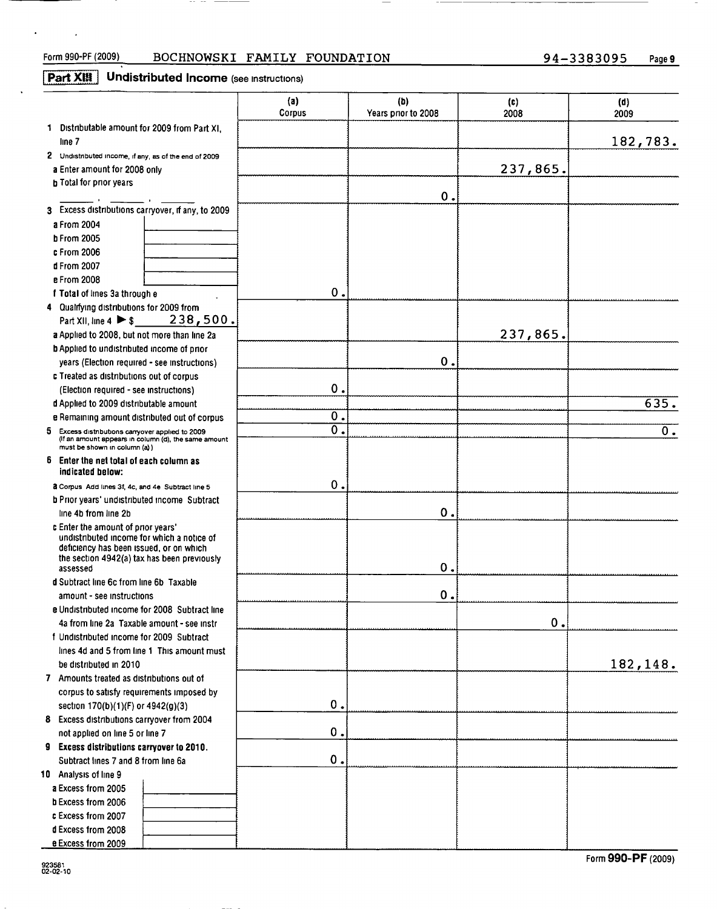Form 990-PF (2009) BOCHNOWSKI FAMILY FOUNDATION 94-3383095 Page 9

## Part XIII Undistributed Income (see instructions)

| | (a) Corpus | (b) Years prior to 2008 | (c) 2008 | (d) 2009 |
|---|---|---|---|---|
| 1 Distributable amount for 2009 from Part XI, line 7 | | | | 182,783. |
| 2 Undistributed income, if any, as of the end of 2009 | | | | |
| a Enter amount for 2008 only | | | 237,865. | |
| b Total for prior years ______ , ______ , ______ | | 0. | | |
| 3 Excess distributions carryover, if any, to 2009 | | | | |
| a From 2004 | | | | |
| b From 2005 | | | | |
| c From 2006 | | | | |
| d From 2007 | | | | |
| e From 2008 | | | | |
| f Total of lines 3a through e | 0. | | | |
| 4 Qualifying distributions for 2009 from Part XII, line 4 ▶ $ 238,500. | | | | |
| a Applied to 2008, but not more than line 2a | | | 237,865. | |
| b Applied to undistributed income of prior years (Election required - see instructions) | | 0. | | |
| c Treated as distributions out of corpus (Election required - see instructions) | 0. | | | |
| d Applied to 2009 distributable amount | | | | 635. |
| e Remaining amount distributed out of corpus | 0. | | | |
| 5 Excess distributions carryover applied to 2009 (If an amount appears in column (d), the same amount must be shown in column (a)) | 0. | | | 0. |
| 6 **Enter the net total of each column as indicated below:** | | | | |
| a Corpus Add lines 3f, 4c, and 4e Subtract line 5 | 0. | | | |
| b Prior years' undistributed income Subtract line 4b from line 2b | | 0. | | |
| c Enter the amount of prior years' undistributed income for which a notice of deficiency has been issued, or on which the section 4942(a) tax has been previously assessed | | 0. | | |
| d Subtract line 6c from line 6b Taxable amount - see instructions | | 0. | | |
| e Undistributed income for 2008 Subtract line 4a from line 2a Taxable amount - see instr | | | 0. | |
| f Undistributed income for 2009 Subtract lines 4d and 5 from line 1 This amount must be distributed in 2010 | | | | 182,148. |
| 7 Amounts treated as distributions out of corpus to satisfy requirements imposed by section 170(b)(1)(F) or 4942(g)(3) | 0. | | | |
| 8 Excess distributions carryover from 2004 not applied on line 5 or line 7 | 0. | | | |
| 9 **Excess distributions carryover to 2010.** Subtract lines 7 and 8 from line 6a | 0. | | | |
| 10 Analysis of line 9 | | | | |
| a Excess from 2005 | | | | |
| b Excess from 2006 | | | | |
| c Excess from 2007 | | | | |
| d Excess from 2008 | | | | |
| e Excess from 2009 | | | | |

923581 02-02-10

Form **990-PF** (2009)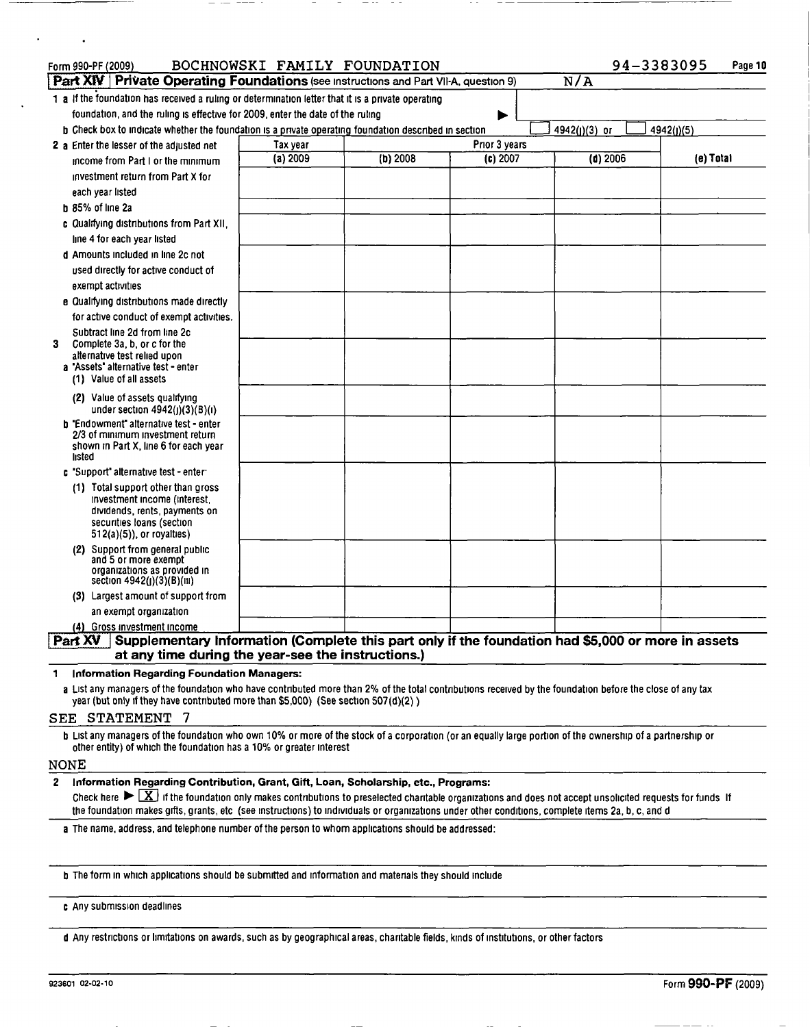Form 990-PF (2009) BOCHNOWSKI FAMILY FOUNDATION 94-3383095

## Part XIV Private Operating Foundations (see instructions and Part VII-A, question 9) N/A

1 a If the foundation has received a ruling or determination letter that it is a private operating foundation, and the ruling is effective for 2009, enter the date of the ruling ▶

b Check box to indicate whether the foundation is a private operating foundation described in section ☐ 4942(j)(3) or ☐ 4942(j)(5)

| | Tax year | Prior 3 years | | | |
|---|---|---|---|---|---|
| | (a) 2009 | (b) 2008 | (c) 2007 | (d) 2006 | (e) Total |
| 2 a Enter the lesser of the adjusted net income from Part I or the minimum investment return from Part X for each year listed | | | | | |
| b 85% of line 2a | | | | | |
| c Qualifying distributions from Part XII, line 4 for each year listed | | | | | |
| d Amounts included in line 2c not used directly for active conduct of exempt activities | | | | | |
| e Qualifying distributions made directly for active conduct of exempt activities. Subtract line 2d from line 2c | | | | | |
| 3 Complete 3a, b, or c for the alternative test relied upon | | | | | |
| a "Assets" alternative test - enter (1) Value of all assets | | | | | |
| (2) Value of assets qualifying under section 4942(j)(3)(B)(i) | | | | | |
| b "Endowment" alternative test - enter 2/3 of minimum investment return shown in Part X, line 6 for each year listed | | | | | |
| c "Support" alternative test - enter: | | | | | |
| (1) Total support other than gross investment income (interest, dividends, rents, payments on securities loans (section 512(a)(5)), or royalties) | | | | | |
| (2) Support from general public and 5 or more exempt organizations as provided in section 4942(j)(3)(B)(iii) | | | | | |
| (3) Largest amount of support from an exempt organization | | | | | |
| (4) Gross investment income | | | | | |

## Part XV Supplementary Information (Complete this part only if the foundation had $5,000 or more in assets at any time during the year-see the instructions.)

**1 Information Regarding Foundation Managers:**

a List any managers of the foundation who have contributed more than 2% of the total contributions received by the foundation before the close of any tax year (but only if they have contributed more than $5,000) (See section 507(d)(2).)

SEE STATEMENT 7

b List any managers of the foundation who own 10% or more of the stock of a corporation (or an equally large portion of the ownership of a partnership or other entity) of which the foundation has a 10% or greater interest

NONE

**2 Information Regarding Contribution, Grant, Gift, Loan, Scholarship, etc., Programs:**

Check here ▶ [X] if the foundation only makes contributions to preselected charitable organizations and does not accept unsolicited requests for funds If the foundation makes gifts, grants, etc (see instructions) to individuals or organizations under other conditions, complete items 2a, b, c, and d

a The name, address, and telephone number of the person to whom applications should be addressed:

b The form in which applications should be submitted and information and materials they should include

c Any submission deadlines

d Any restrictions or limitations on awards, such as by geographical areas, charitable fields, kinds of institutions, or other factors

923601 02-02-10 Form **990-PF** (2009)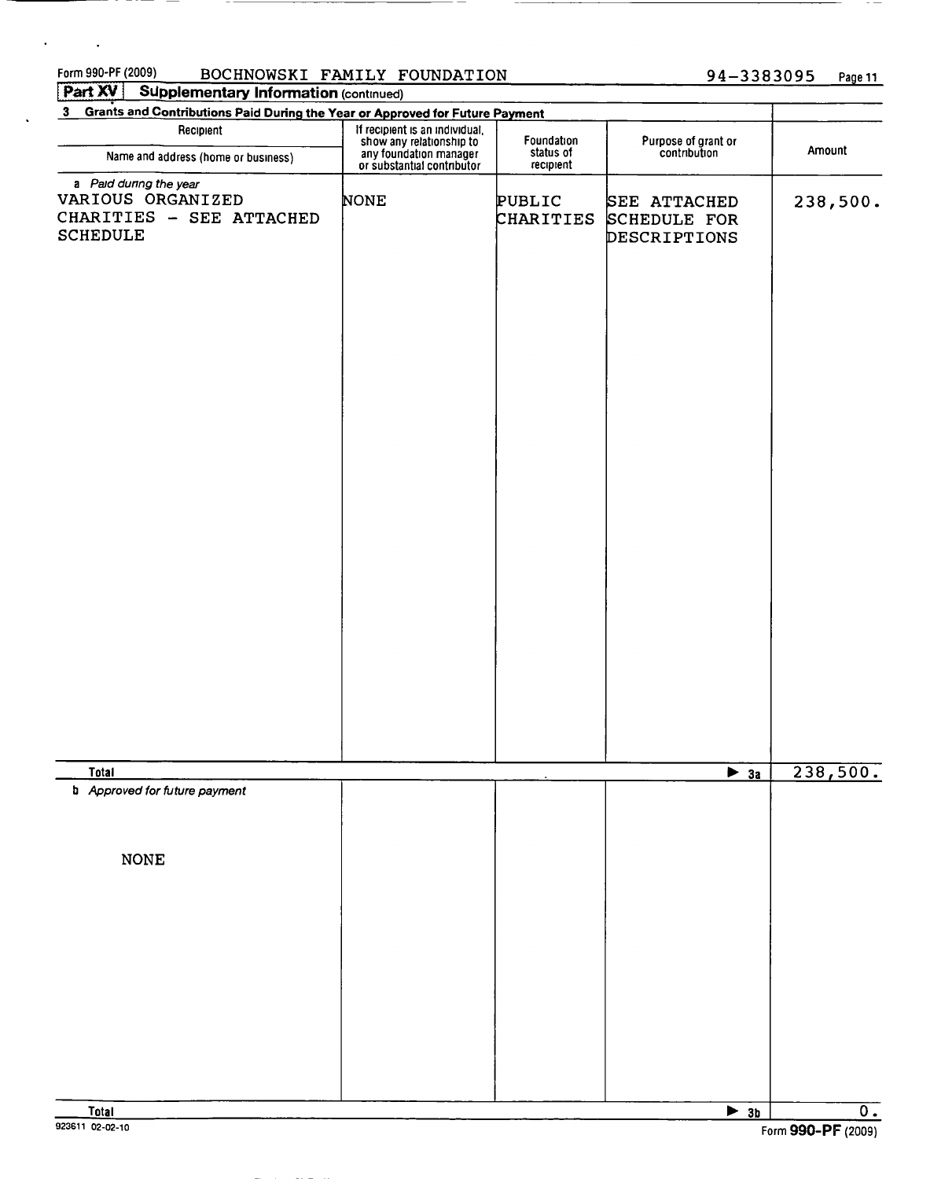Form 990-PF (2009) BOCHNOWSKI FAMILY FOUNDATION 94-3383095

**Part XV Supplementary Information** (continued)

**3 Grants and Contributions Paid During the Year or Approved for Future Payment**

| Recipient<br>Name and address (home or business) | If recipient is an individual, show any relationship to any foundation manager or substantial contributor | Foundation status of recipient | Purpose of grant or contribution | Amount |
|---|---|---|---|---|
| *a Paid during the year* | | | | |
| VARIOUS ORGANIZED CHARITIES - SEE ATTACHED SCHEDULE | NONE | PUBLIC CHARITIES | SEE ATTACHED SCHEDULE FOR DESCRIPTIONS | 238,500. |
| **Total** | | | ▶ 3a | 238,500. |
| *b Approved for future payment* | | | | |
| NONE | | | | |
| **Total** | | | ▶ 3b | 0. |

923611 02-02-10

Form **990-PF** (2009)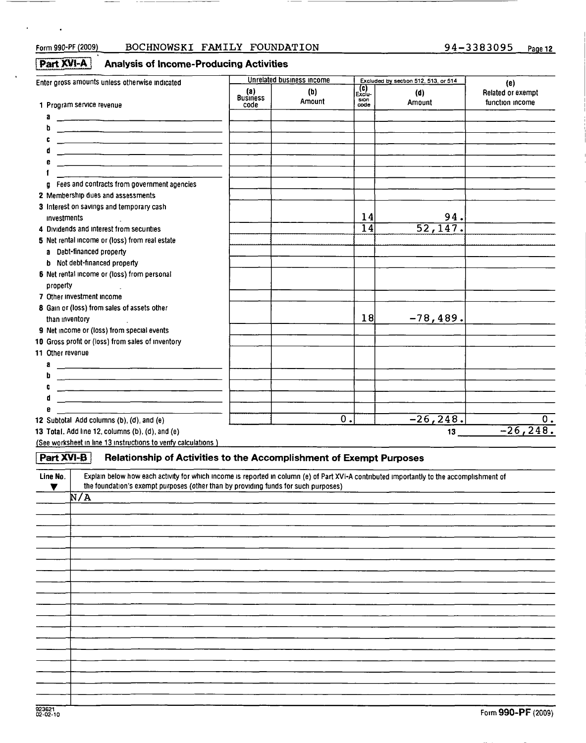Form 990-PF (2009) BOCHNOWSKI FAMILY FOUNDATION 94-3383095 Page 12

## Part XVI-A Analysis of Income-Producing Activities

| Enter gross amounts unless otherwise indicated | Unrelated business income | | Excluded by section 512, 513, or 514 | | (e) |
|---|---|---|---|---|---|
| | (a) Business code | (b) Amount | (c) Exclusion code | (d) Amount | Related or exempt function income |
| 1 Program service revenue | | | | | |
| a | | | | | |
| b | | | | | |
| c | | | | | |
| d | | | | | |
| e | | | | | |
| f | | | | | |
| g Fees and contracts from government agencies | | | | | |
| 2 Membership dues and assessments | | | | | |
| 3 Interest on savings and temporary cash investments | | | 14 | 94. | |
| 4 Dividends and interest from securities | | | 14 | 52,147. | |
| 5 Net rental income or (loss) from real estate | | | | | |
| a Debt-financed property | | | | | |
| b Not debt-financed property | | | | | |
| 6 Net rental income or (loss) from personal property | | | | | |
| 7 Other investment income | | | | | |
| 8 Gain or (loss) from sales of assets other than inventory | | | 18 | -78,489. | |
| 9 Net income or (loss) from special events | | | | | |
| 10 Gross profit or (loss) from sales of inventory | | | | | |
| 11 Other revenue | | | | | |
| a | | | | | |
| b | | | | | |
| c | | | | | |
| d | | | | | |
| e | | | | | |
| 12 Subtotal Add columns (b), (d), and (e) | | 0. | | -26,248. | 0. |

13 Total. Add line 12, columns (b), (d), and (e) 13 -26,248.

(See worksheet in line 13 instructions to verify calculations.)

## Part XVI-B Relationship of Activities to the Accomplishment of Exempt Purposes

| Line No. ▼ | Explain below how each activity for which income is reported in column (e) of Part XVI-A contributed importantly to the accomplishment of the foundation's exempt purposes (other than by providing funds for such purposes) |
|---|---|
| | N/A |

923621 02-02-10

Form 990-PF (2009)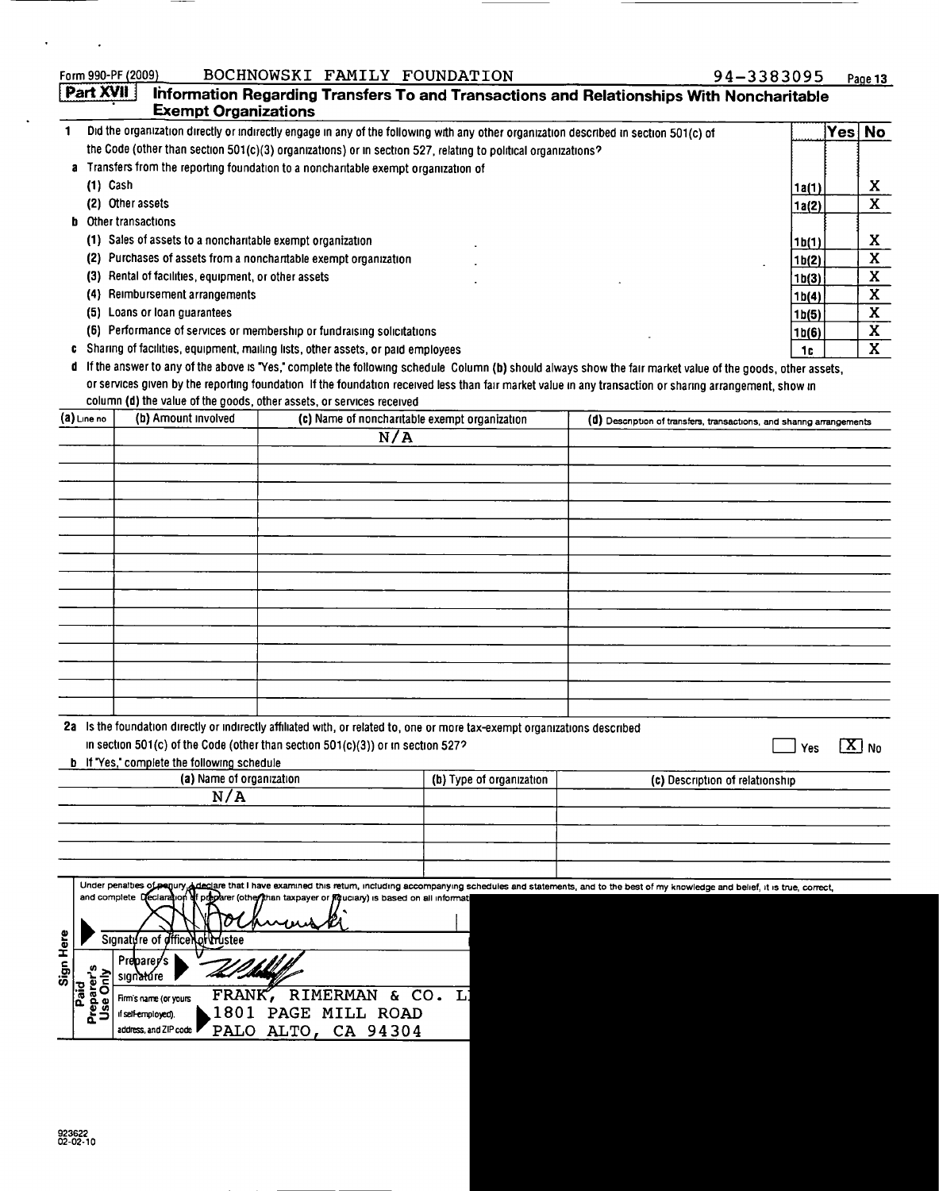Form 990-PF (2009) BOCHNOWSKI FAMILY FOUNDATION 94-3383095

## Part XVII Information Regarding Transfers To and Transactions and Relationships With Noncharitable Exempt Organizations

| | | Yes | No |
|---|---|---|---|
| 1 Did the organization directly or indirectly engage in any of the following with any other organization described in section 501(c) of the Code (other than section 501(c)(3) organizations) or in section 527, relating to political organizations? | | | |
| a Transfers from the reporting foundation to a noncharitable exempt organization of | | | |
| (1) Cash | 1a(1) | | X |
| (2) Other assets | 1a(2) | | X |
| b Other transactions | | | |
| (1) Sales of assets to a noncharitable exempt organization | 1b(1) | | X |
| (2) Purchases of assets from a noncharitable exempt organization | 1b(2) | | X |
| (3) Rental of facilities, equipment, or other assets | 1b(3) | | X |
| (4) Reimbursement arrangements | 1b(4) | | X |
| (5) Loans or loan guarantees | 1b(5) | | X |
| (6) Performance of services or membership or fundraising solicitations | 1b(6) | | X |
| c Sharing of facilities, equipment, mailing lists, other assets, or paid employees | 1c | | X |

d If the answer to any of the above is "Yes," complete the following schedule Column (b) should always show the fair market value of the goods, other assets, or services given by the reporting foundation If the foundation received less than fair market value in any transaction or sharing arrangement, show in column (d) the value of the goods, other assets, or services received

| (a) Line no | (b) Amount involved | (c) Name of noncharitable exempt organization | (d) Description of transfers, transactions, and sharing arrangements |
|---|---|---|---|
| | | N/A | |

2a Is the foundation directly or indirectly affiliated with, or related to, one or more tax-exempt organizations described in section 501(c) of the Code (other than section 501(c)(3)) or in section 527? ☐ Yes ☒ No

b If "Yes," complete the following schedule

| (a) Name of organization | (b) Type of organization | (c) Description of relationship |
|---|---|---|
| N/A | | |

**Sign Here**

Under penalties of perjury, I declare that I have examined this return, including accompanying schedules and statements, and to the best of my knowledge and belief, it is true, correct, and complete Declaration of preparer (other than taxpayer or fiduciary) is based on all informat

Signature of officer or trustee

**Paid Preparer's Use Only**

Preparer's signature

Firm's name (or yours if self-employed), address, and ZIP code: FRANK, RIMERMAN & CO. L
1801 PAGE MILL ROAD
PALO ALTO, CA 94304

923622
02-02-10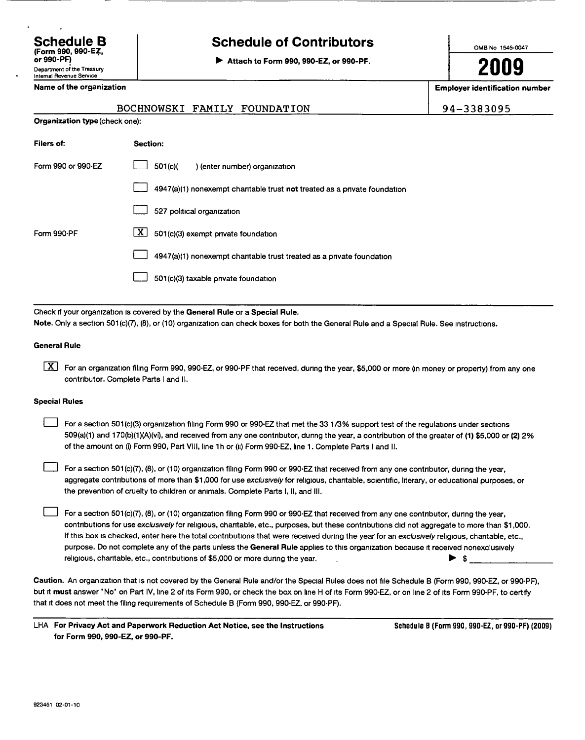# Schedule B

**(Form 990, 990-EZ, or 990-PF)**

Department of the Treasury
Internal Revenue Service

## Schedule of Contributors

▶ **Attach to Form 990, 990-EZ, or 990-PF.**

OMB No 1545-0047

**2009**

| Name of the organization | Employer identification number |
|---|---|
| BOCHNOWSKI FAMILY FOUNDATION | 94-3383095 |

**Organization type** (check one):

| Filers of: | Section: |
|---|---|
| Form 990 or 990-EZ | ☐ 501(c)( ) (enter number) organization |
| | ☐ 4947(a)(1) nonexempt charitable trust **not** treated as a private foundation |
| | ☐ 527 political organization |
| Form 990-PF | ☒ 501(c)(3) exempt private foundation |
| | ☐ 4947(a)(1) nonexempt charitable trust treated as a private foundation |
| | ☐ 501(c)(3) taxable private foundation |

Check if your organization is covered by the **General Rule** or a **Special Rule**.

**Note.** Only a section 501(c)(7), (8), or (10) organization can check boxes for both the General Rule and a Special Rule. See instructions.

**General Rule**

☒ For an organization filing Form 990, 990-EZ, or 990-PF that received, during the year, $5,000 or more (in money or property) from any one contributor. Complete Parts I and II.

**Special Rules**

☐ For a section 501(c)(3) organization filing Form 990 or 990-EZ that met the 33 1/3% support test of the regulations under sections 509(a)(1) and 170(b)(1)(A)(vi), and received from any one contributor, during the year, a contribution of the greater of **(1)** $5,000 or **(2)** 2% of the amount on (i) Form 990, Part VIII, line 1h or (ii) Form 990-EZ, line 1. Complete Parts I and II.

☐ For a section 501(c)(7), (8), or (10) organization filing Form 990 or 990-EZ that received from any one contributor, during the year, aggregate contributions of more than $1,000 for use *exclusively* for religious, charitable, scientific, literary, or educational purposes, or the prevention of cruelty to children or animals. Complete Parts I, II, and III.

☐ For a section 501(c)(7), (8), or (10) organization filing Form 990 or 990-EZ that received from any one contributor, during the year, contributions for use *exclusively* for religious, charitable, etc., purposes, but these contributions did not aggregate to more than $1,000. If this box is checked, enter here the total contributions that were received during the year for an *exclusively* religious, charitable, etc., purpose. Do not complete any of the parts unless the **General Rule** applies to this organization because it received nonexclusively religious, charitable, etc., contributions of $5,000 or more during the year. ▶ $ ____________

**Caution.** An organization that is not covered by the General Rule and/or the Special Rules does not file Schedule B (Form 990, 990-EZ, or 990-PF), but it **must** answer "No" on Part IV, line 2 of its Form 990, or check the box on line H of its Form 990-EZ, or on line 2 of its Form 990-PF, to certify that it does not meet the filing requirements of Schedule B (Form 990, 990-EZ, or 990-PF).

LHA **For Privacy Act and Paperwork Reduction Act Notice, see the Instructions for Form 990, 990-EZ, or 990-PF.**

**Schedule B (Form 990, 990-EZ, or 990-PF) (2009)**

923451 02-01-10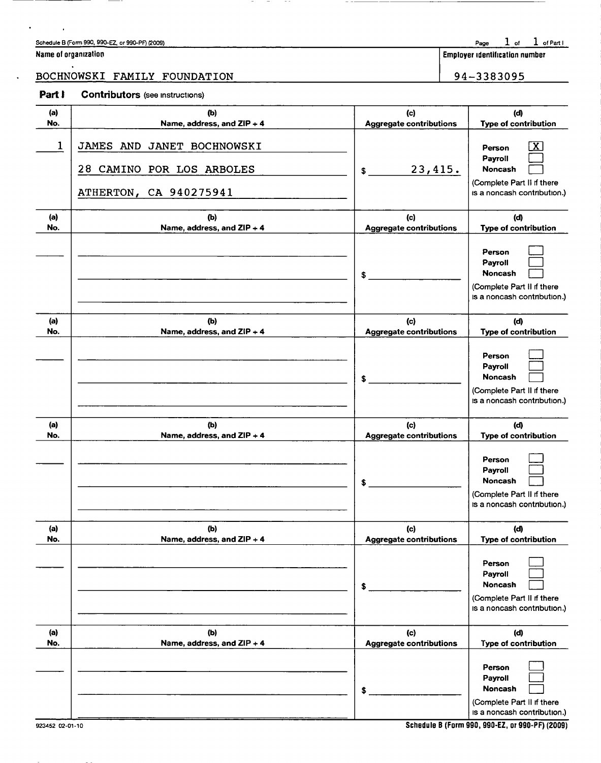Schedule B (Form 990, 990-EZ, or 990-PF) (2009)

Page 1 of 1 of Part I

| Name of organization | Employer identification number |
|---|---|
| BOCHNOWSKI FAMILY FOUNDATION | 94-3383095 |

**Part I** **Contributors** (see instructions)

| (a) No. | (b) Name, address, and ZIP + 4 | (c) Aggregate contributions | (d) Type of contribution |
|---|---|---|---|
| 1 | JAMES AND JANET BOCHNOWSKI<br>28 CAMINO POR LOS ARBOLES<br>ATHERTON, CA 940275941 | $ 23,415. | Person [X]<br>Payroll [ ]<br>Noncash [ ]<br>(Complete Part II if there is a noncash contribution.) |
| | | $ | Person [ ]<br>Payroll [ ]<br>Noncash [ ]<br>(Complete Part II if there is a noncash contribution.) |
| | | $ | Person [ ]<br>Payroll [ ]<br>Noncash [ ]<br>(Complete Part II if there is a noncash contribution.) |
| | | $ | Person [ ]<br>Payroll [ ]<br>Noncash [ ]<br>(Complete Part II if there is a noncash contribution.) |
| | | $ | Person [ ]<br>Payroll [ ]<br>Noncash [ ]<br>(Complete Part II if there is a noncash contribution.) |
| | | $ | Person [ ]<br>Payroll [ ]<br>Noncash [ ]<br>(Complete Part II if there is a noncash contribution.) |

923452 02-01-10

Schedule B (Form 990, 990-EZ, or 990-PF) (2009)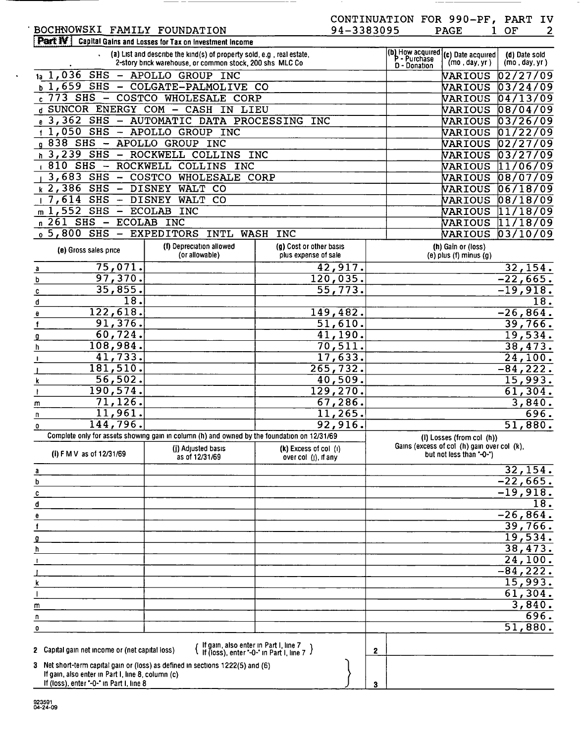BOCHNOWSKI FAMILY FOUNDATION

CONTINUATION FOR 990-PF, PART IV

94-3383095 PAGE 1 OF 2

## Part IV Capital Gains and Losses for Tax on Investment Income

| | (a) List and describe the kind(s) of property sold, e.g., real estate, 2-story brick warehouse, or common stock, 200 shs MLC Co | (b) How acquired P - Purchase D - Donation | (c) Date acquired (mo., day, yr.) | (d) Date sold (mo., day, yr.) |
|---|---|---|---|---|
| 1a | 1,036 SHS - APOLLO GROUP INC | | VARIOUS | 02/27/09 |
| b | 1,659 SHS - COLGATE-PALMOLIVE CO | | VARIOUS | 03/24/09 |
| c | 773 SHS - COSTCO WHOLESALE CORP | | VARIOUS | 04/13/09 |
| d | SUNCOR ENERGY COM - CASH IN LIEU | | VARIOUS | 08/04/09 |
| e | 3,362 SHS - AUTOMATIC DATA PROCESSING INC | | VARIOUS | 03/26/09 |
| f | 1,050 SHS - APOLLO GROUP INC | | VARIOUS | 01/22/09 |
| g | 838 SHS - APOLLO GROUP INC | | VARIOUS | 02/27/09 |
| h | 3,239 SHS - ROCKWELL COLLINS INC | | VARIOUS | 03/27/09 |
| i | 810 SHS - ROCKWELL COLLINS INC | | VARIOUS | 11/06/09 |
| j | 3,683 SHS - COSTCO WHOLESALE CORP | | VARIOUS | 08/07/09 |
| k | 2,386 SHS - DISNEY WALT CO | | VARIOUS | 06/18/09 |
| l | 7,614 SHS - DISNEY WALT CO | | VARIOUS | 08/18/09 |
| m | 1,552 SHS - ECOLAB INC | | VARIOUS | 11/18/09 |
| n | 261 SHS - ECOLAB INC | | VARIOUS | 11/18/09 |
| o | 5,800 SHS - EXPEDITORS INTL WASH INC | | VARIOUS | 03/10/09 |

| | (e) Gross sales price | (f) Depreciation allowed (or allowable) | (g) Cost or other basis plus expense of sale | (h) Gain or (loss) (e) plus (f) minus (g) |
|---|---|---|---|---|
| a | 75,071. | | 42,917. | 32,154. |
| b | 97,370. | | 120,035. | -22,665. |
| c | 35,855. | | 55,773. | -19,918. |
| d | 18. | | | 18. |
| e | 122,618. | | 149,482. | -26,864. |
| f | 91,376. | | 51,610. | 39,766. |
| g | 60,724. | | 41,190. | 19,534. |
| h | 108,984. | | 70,511. | 38,473. |
| i | 41,733. | | 17,633. | 24,100. |
| j | 181,510. | | 265,732. | -84,222. |
| k | 56,502. | | 40,509. | 15,993. |
| l | 190,574. | | 129,270. | 61,304. |
| m | 71,126. | | 67,286. | 3,840. |
| n | 11,961. | | 11,265. | 696. |
| o | 144,796. | | 92,916. | 51,880. |

Complete only for assets showing gain in column (h) and owned by the foundation on 12/31/69

| | (i) F M V as of 12/31/69 | (j) Adjusted basis as of 12/31/69 | (k) Excess of col (i) over col (j), if any | (l) Losses (from col (h)) Gains (excess of col (h) gain over col (k), but not less than "-0-") |
|---|---|---|---|---|
| a | | | | 32,154. |
| b | | | | -22,665. |
| c | | | | -19,918. |
| d | | | | 18. |
| e | | | | -26,864. |
| f | | | | 39,766. |
| g | | | | 19,534. |
| h | | | | 38,473. |
| i | | | | 24,100. |
| j | | | | -84,222. |
| k | | | | 15,993. |
| l | | | | 61,304. |
| m | | | | 3,840. |
| n | | | | 696. |
| o | | | | 51,880. |

| | | | |
|---|---|---|---|
| 2 | Capital gain net income or (net capital loss) { If gain, also enter in Part I, line 7 / If (loss), enter "-0-" in Part I, line 7 } | 2 | |
| 3 | Net short-term capital gain or (loss) as defined in sections 1222(5) and (6) If gain, also enter in Part I, line 8, column (c) If (loss), enter "-0-" in Part I, line 8 | 3 | |

923591 04-24-09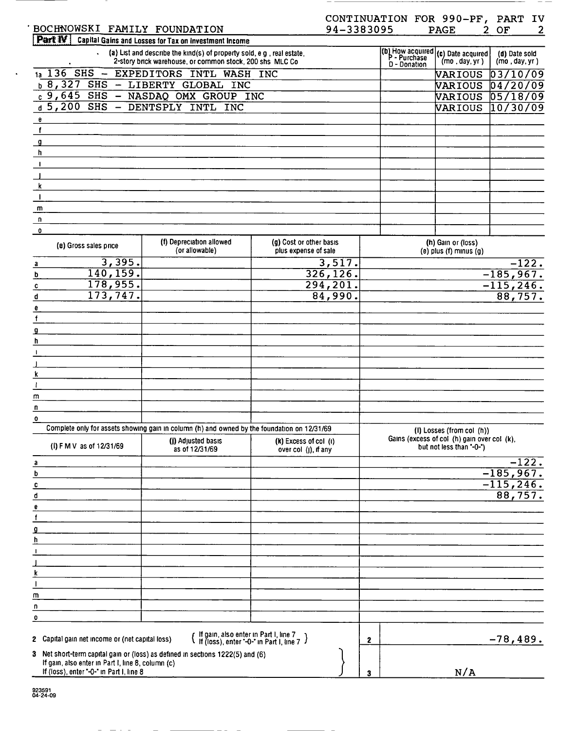BOCHNOWSKI FAMILY FOUNDATION 94-3383095

CONTINUATION FOR 990-PF, PART IV

**Part IV** Capital Gains and Losses for Tax on Investment Income

| | (a) List and describe the kind(s) of property sold, e g , real estate, 2-story brick warehouse, or common stock, 200 shs MLC Co | (b) How acquired P - Purchase D - Donation | (c) Date acquired (mo , day, yr ) | (d) Date sold (mo , day, yr ) |
|---|---|---|---|---|
| 1a | 136 SHS - EXPEDITORS INTL WASH INC | | VARIOUS | 03/10/09 |
| b | 8,327 SHS - LIBERTY GLOBAL INC | | VARIOUS | 04/20/09 |
| c | 9,645 SHS - NASDAQ OMX GROUP INC | | VARIOUS | 05/18/09 |
| d | 5,200 SHS - DENTSPLY INTL INC | | VARIOUS | 10/30/09 |
| e | | | | |
| f | | | | |
| g | | | | |
| h | | | | |
| i | | | | |
| j | | | | |
| k | | | | |
| l | | | | |
| m | | | | |
| n | | | | |
| o | | | | |

| | (e) Gross sales price | (f) Depreciation allowed (or allowable) | (g) Cost or other basis plus expense of sale | (h) Gain or (loss) (e) plus (f) minus (g) |
|---|---|---|---|---|
| a | 3,395. | | 3,517. | -122. |
| b | 140,159. | | 326,126. | -185,967. |
| c | 178,955. | | 294,201. | -115,246. |
| d | 173,747. | | 84,990. | 88,757. |
| e | | | | |
| f | | | | |
| g | | | | |
| h | | | | |
| i | | | | |
| j | | | | |
| k | | | | |
| l | | | | |
| m | | | | |
| n | | | | |
| o | | | | |

Complete only for assets showing gain in column (h) and owned by the foundation on 12/31/69

| | (i) F M V as of 12/31/69 | (j) Adjusted basis as of 12/31/69 | (k) Excess of col (i) over col (j), if any | (l) Losses (from col (h)) Gains (excess of col (h) gain over col (k), but not less than "-0-") |
|---|---|---|---|---|
| a | | | | -122. |
| b | | | | -185,967. |
| c | | | | -115,246. |
| d | | | | 88,757. |
| e | | | | |
| f | | | | |
| g | | | | |
| h | | | | |
| i | | | | |
| j | | | | |
| k | | | | |
| l | | | | |
| m | | | | |
| n | | | | |
| o | | | | |

| | | | |
|---|---|---|---|
| 2 Capital gain net income or (net capital loss) | { If gain, also enter in Part I, line 7 / If (loss), enter "-0-" in Part I, line 7 } | 2 | -78,489. |
| 3 Net short-term capital gain or (loss) as defined in sections 1222(5) and (6) If gain, also enter in Part I, line 8, column (c) If (loss), enter "-0-" in Part I, line 8 | | 3 | N/A |

923591 04-24-09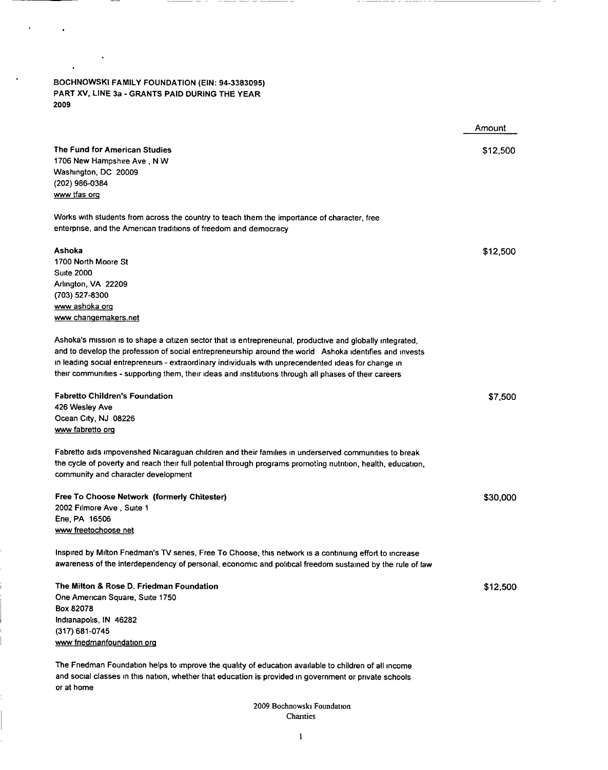**BOCHNOWSKI FAMILY FOUNDATION (EIN: 94-3383095)**
**PART XV, LINE 3a - GRANTS PAID DURING THE YEAR**
**2009**

| | Amount |
|---|---|
| **The Fund for American Studies**<br>1706 New Hampshire Ave , N W<br>Washington, DC 20009<br>(202) 986-0384<br>www tfas org<br><br>Works with students from across the country to teach them the importance of character, free enterprise, and the American traditions of freedom and democracy | $12,500 |
| **Ashoka**<br>1700 North Moore St<br>Suite 2000<br>Arlington, VA 22209<br>(703) 527-8300<br>www ashoka org<br>www changemakers.net<br><br>Ashoka's mission is to shape a citizen sector that is entrepreneurial, productive and globally integrated, and to develop the profession of social entrepreneurship around the world Ashoka identifies and invests in leading social entrepreneurs - extraordinary individuals with unprecendented ideas for change in their communities - supporting them, their ideas and institutions through all phases of their careers | $12,500 |
| **Fabretto Children's Foundation**<br>426 Wesley Ave<br>Ocean City, NJ 08226<br>www fabretto org<br><br>Fabretto aids impoverished Nicaraguan children and their families in underserved communities to break the cycle of poverty and reach their full potential through programs promoting nutrition, health, education, community and character development | $7,500 |
| **Free To Choose Network (formerly Chitester)**<br>2002 Filmore Ave , Suite 1<br>Erie, PA 16506<br>www freetochoose net<br><br>Inspired by Milton Friedman's TV series, Free To Choose, this network is a continuing effort to increase awareness of the interdependency of personal, economic and political freedom sustained by the rule of law | $30,000 |
| **The Milton & Rose D. Friedman Foundation**<br>One American Square, Suite 1750<br>Box 82078<br>Indianapolis, IN 46282<br>(317) 681-0745<br>www friedmanfoundation org<br><br>The Friedman Foundation helps to improve the quality of education available to children of all income and social classes in this nation, whether that education is provided in government or private schools or at home | $12,500 |

2009 Bochnowski Foundation
Charities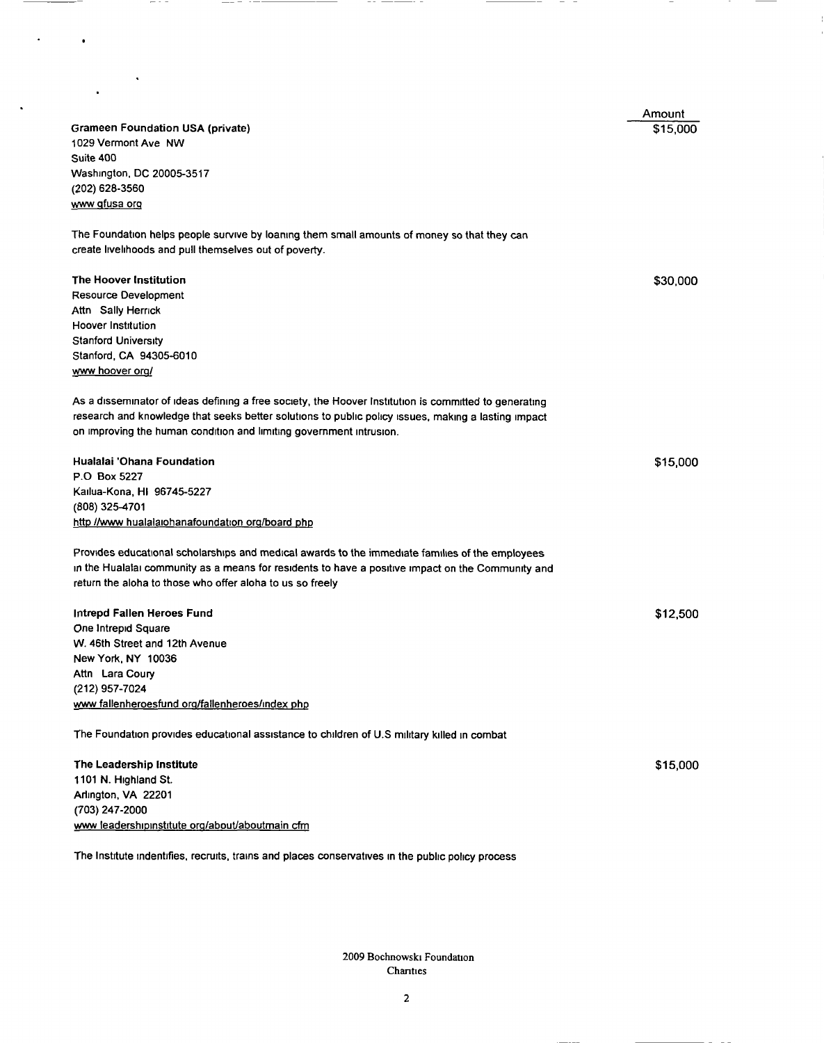| | Amount |
|---|---|
| **Grameen Foundation USA (private)**<br>1029 Vermont Ave NW<br>Suite 400<br>Washington, DC 20005-3517<br>(202) 628-3560<br>www gfusa org<br><br>The Foundation helps people survive by loaning them small amounts of money so that they can create livelihoods and pull themselves out of poverty. | $15,000 |
| **The Hoover Institution**<br>Resource Development<br>Attn Sally Herrick<br>Hoover Institution<br>Stanford University<br>Stanford, CA 94305-6010<br>www hoover org/<br><br>As a disseminator of ideas defining a free society, the Hoover Institution is committed to generating research and knowledge that seeks better solutions to public policy issues, making a lasting impact on improving the human condition and limiting government intrusion. | $30,000 |
| **Hualalai 'Ohana Foundation**<br>P.O Box 5227<br>Kailua-Kona, HI 96745-5227<br>(808) 325-4701<br>http //www hualalaiohanafoundation org/board php<br><br>Provides educational scholarships and medical awards to the immediate families of the employees in the Hualalai community as a means for residents to have a positive impact on the Community and return the aloha to those who offer aloha to us so freely | $15,000 |
| **Intrepd Fallen Heroes Fund**<br>One Intrepid Square<br>W. 46th Street and 12th Avenue<br>New York, NY 10036<br>Attn Lara Coury<br>(212) 957-7024<br>www fallenheroesfund org/fallenheroes/index php<br><br>The Foundation provides educational assistance to children of U.S military killed in combat | $12,500 |
| **The Leadership Institute**<br>1101 N. Highland St.<br>Arlington, VA 22201<br>(703) 247-2000<br>www leadershipinstitute org/about/aboutmain cfm<br><br>The Institute indentifies, recruits, trains and places conservatives in the public policy process | $15,000 |

2009 Bochnowski Foundation
Charities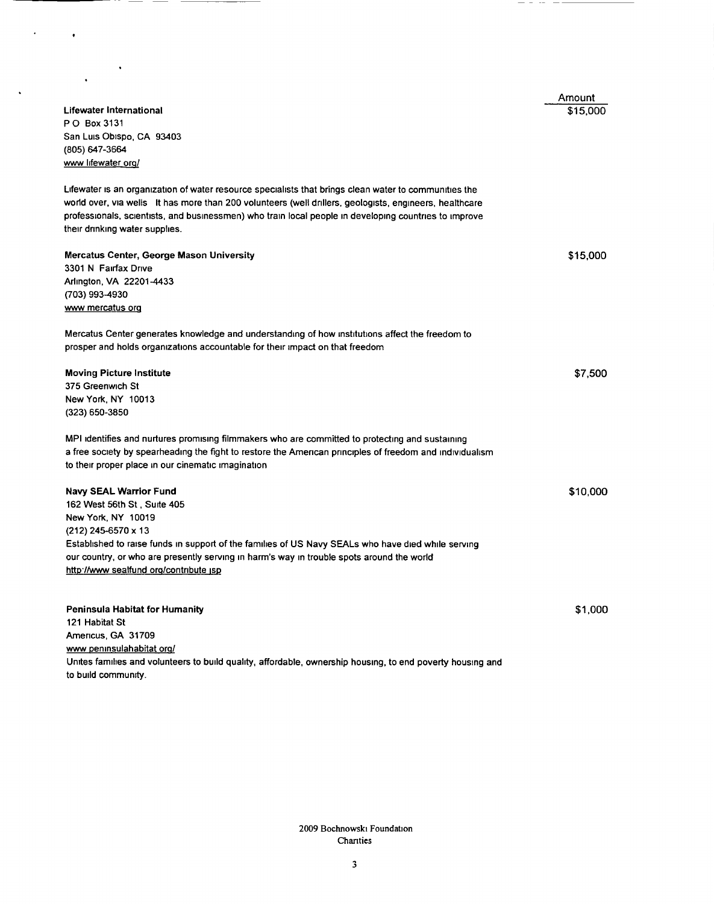| | Amount |
|---|---|
| **Lifewater International**<br>P O Box 3131<br>San Luis Obispo, CA 93403<br>(805) 647-3664<br>www lifewater org/ | $15,000 |

Lifewater is an organization of water resource specialists that brings clean water to communities the world over, via wells It has more than 200 volunteers (well drillers, geologists, engineers, healthcare professionals, scientists, and businessmen) who train local people in developing countries to improve their drinking water supplies.

| | |
|---|---|
| **Mercatus Center, George Mason University**<br>3301 N Fairfax Drive<br>Arlington, VA 22201-4433<br>(703) 993-4930<br>www mercatus org | $15,000 |

Mercatus Center generates knowledge and understanding of how institutions affect the freedom to prosper and holds organizations accountable for their impact on that freedom

| | |
|---|---|
| **Moving Picture Institute**<br>375 Greenwich St<br>New York, NY 10013<br>(323) 650-3850 | $7,500 |

MPI identifies and nurtures promising filmmakers who are committed to protecting and sustaining a free society by spearheading the fight to restore the American principles of freedom and individualism to their proper place in our cinematic imagination

| | |
|---|---|
| **Navy SEAL Warrior Fund**<br>162 West 56th St , Suite 405<br>New York, NY 10019<br>(212) 245-6570 x 13 | $10,000 |

Established to raise funds in support of the families of US Navy SEALs who have died while serving our country, or who are presently serving in harm's way in trouble spots around the world
http //www sealfund org/contribute jsp

| | |
|---|---|
| **Peninsula Habitat for Humanity**<br>121 Habitat St<br>Americus, GA 31709<br>www peninsulahabitat org/ | $1,000 |

Unites families and volunteers to build quality, affordable, ownership housing, to end poverty housing and to build community.

2009 Bochnowski Foundation
Charities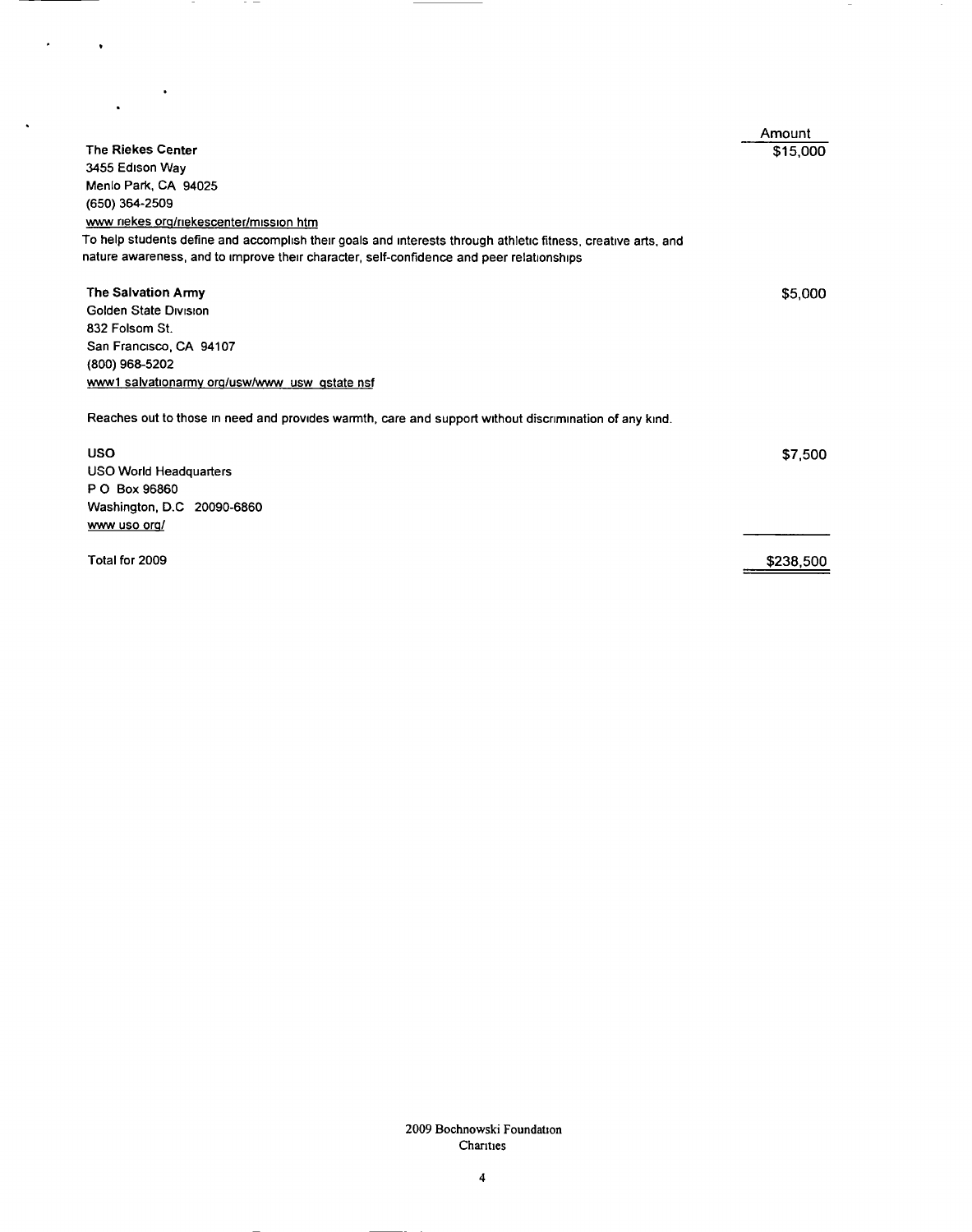| | Amount |
|---|---|
| **The Riekes Center**<br>3455 Edison Way<br>Menlo Park, CA 94025<br>(650) 364-2509<br>www riekes org/riekescenter/mission htm<br>To help students define and accomplish their goals and interests through athletic fitness, creative arts, and nature awareness, and to improve their character, self-confidence and peer relationships | $15,000 |
| **The Salvation Army**<br>Golden State Division<br>832 Folsom St.<br>San Francisco, CA 94107<br>(800) 968-5202<br>www1 salvationarmy org/usw/www usw gstate nsf<br><br>Reaches out to those in need and provides warmth, care and support without discrimination of any kind. | $5,000 |
| **USO**<br>USO World Headquarters<br>P O Box 96860<br>Washington, D.C 20090-6860<br>www uso org/ | $7,500 |
| Total for 2009 | $238,500 |

2009 Bochnowski Foundation
Charities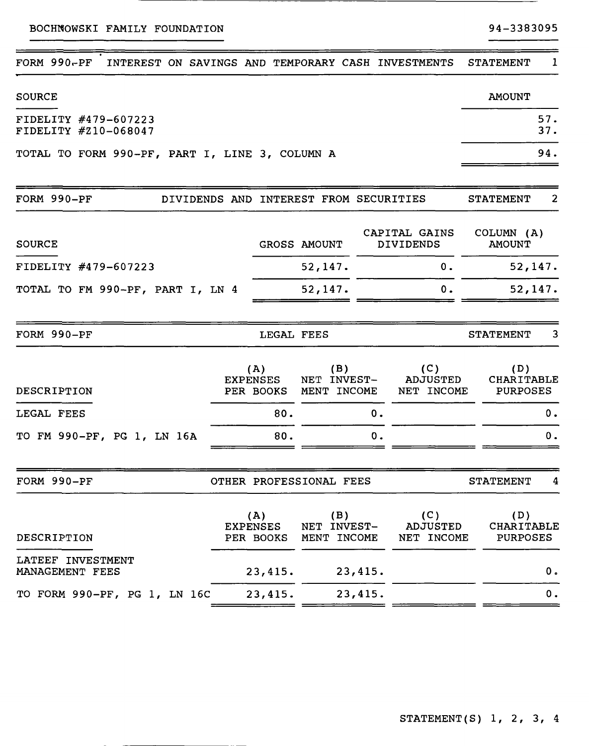BOCHNOWSKI FAMILY FOUNDATION 94-3383095

## FORM 990-PF INTEREST ON SAVINGS AND TEMPORARY CASH INVESTMENTS STATEMENT 1

| SOURCE | AMOUNT |
|---|---|
| FIDELITY #479-607223 | 57. |
| FIDELITY #Z10-068047 | 37. |
| TOTAL TO FORM 990-PF, PART I, LINE 3, COLUMN A | 94. |

## FORM 990-PF DIVIDENDS AND INTEREST FROM SECURITIES STATEMENT 2

| SOURCE | GROSS AMOUNT | CAPITAL GAINS DIVIDENDS | COLUMN (A) AMOUNT |
|---|---|---|---|
| FIDELITY #479-607223 | 52,147. | 0. | 52,147. |
| TOTAL TO FM 990-PF, PART I, LN 4 | 52,147. | 0. | 52,147. |

## FORM 990-PF LEGAL FEES STATEMENT 3

| DESCRIPTION | (A) EXPENSES PER BOOKS | (B) NET INVEST-MENT INCOME | (C) ADJUSTED NET INCOME | (D) CHARITABLE PURPOSES |
|---|---|---|---|---|
| LEGAL FEES | 80. | 0. | | 0. |
| TO FM 990-PF, PG 1, LN 16A | 80. | 0. | | 0. |

## FORM 990-PF OTHER PROFESSIONAL FEES STATEMENT 4

| DESCRIPTION | (A) EXPENSES PER BOOKS | (B) NET INVEST-MENT INCOME | (C) ADJUSTED NET INCOME | (D) CHARITABLE PURPOSES |
|---|---|---|---|---|
| LATEEF INVESTMENT MANAGEMENT FEES | 23,415. | 23,415. | | 0. |
| TO FORM 990-PF, PG 1, LN 16C | 23,415. | 23,415. | | 0. |

STATEMENT(S) 1, 2, 3, 4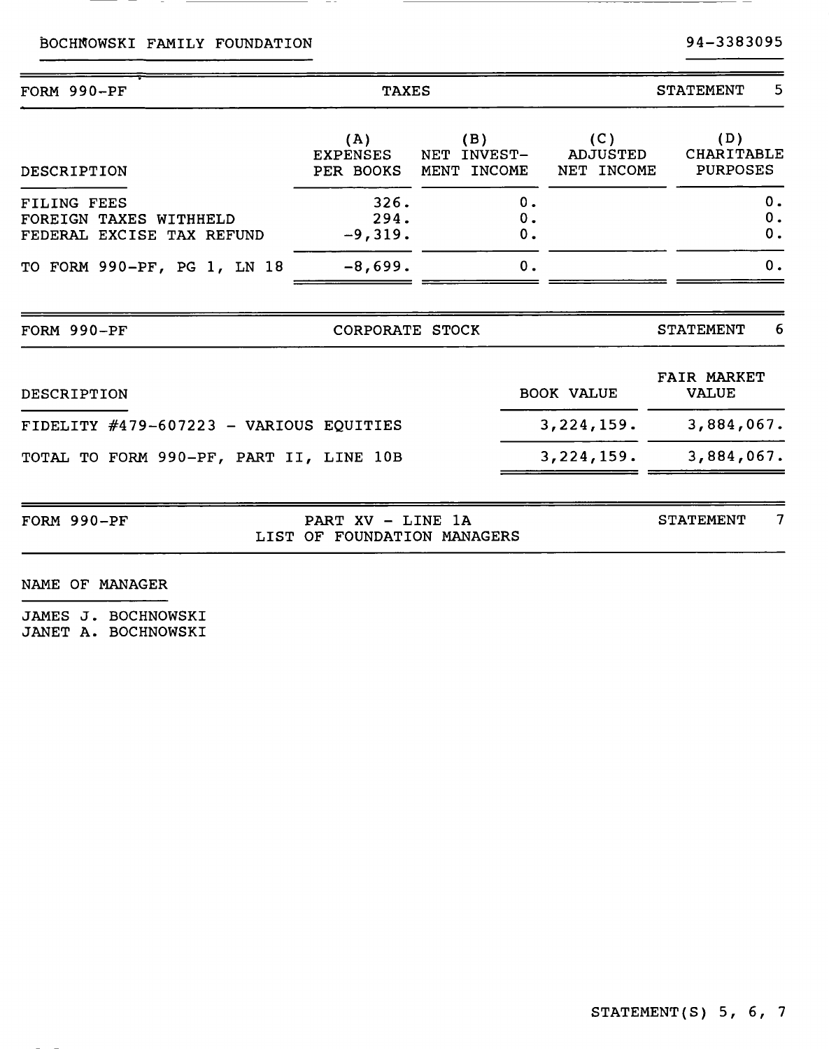BOCHNOWSKI FAMILY FOUNDATION 94-3383095

FORM 990-PF TAXES STATEMENT 5

| DESCRIPTION | (A) EXPENSES PER BOOKS | (B) NET INVEST- MENT INCOME | (C) ADJUSTED NET INCOME | (D) CHARITABLE PURPOSES |
|---|---|---|---|---|
| FILING FEES | 326. | 0. | | 0. |
| FOREIGN TAXES WITHHELD | 294. | 0. | | 0. |
| FEDERAL EXCISE TAX REFUND | -9,319. | 0. | | 0. |
| TO FORM 990-PF, PG 1, LN 18 | -8,699. | 0. | | 0. |

FORM 990-PF CORPORATE STOCK STATEMENT 6

| DESCRIPTION | BOOK VALUE | FAIR MARKET VALUE |
|---|---|---|
| FIDELITY #479-607223 - VARIOUS EQUITIES | 3,224,159. | 3,884,067. |
| TOTAL TO FORM 990-PF, PART II, LINE 10B | 3,224,159. | 3,884,067. |

FORM 990-PF PART XV - LINE 1A LIST OF FOUNDATION MANAGERS STATEMENT 7

NAME OF MANAGER

JAMES J. BOCHNOWSKI
JANET A. BOCHNOWSKI

STATEMENT(S) 5, 6, 7